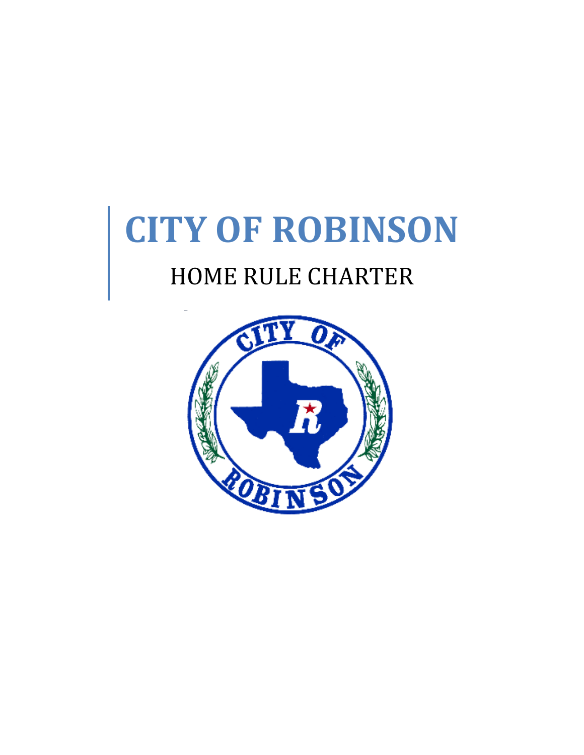# CITY OF ROBINSON

## HOME RULE CHARTER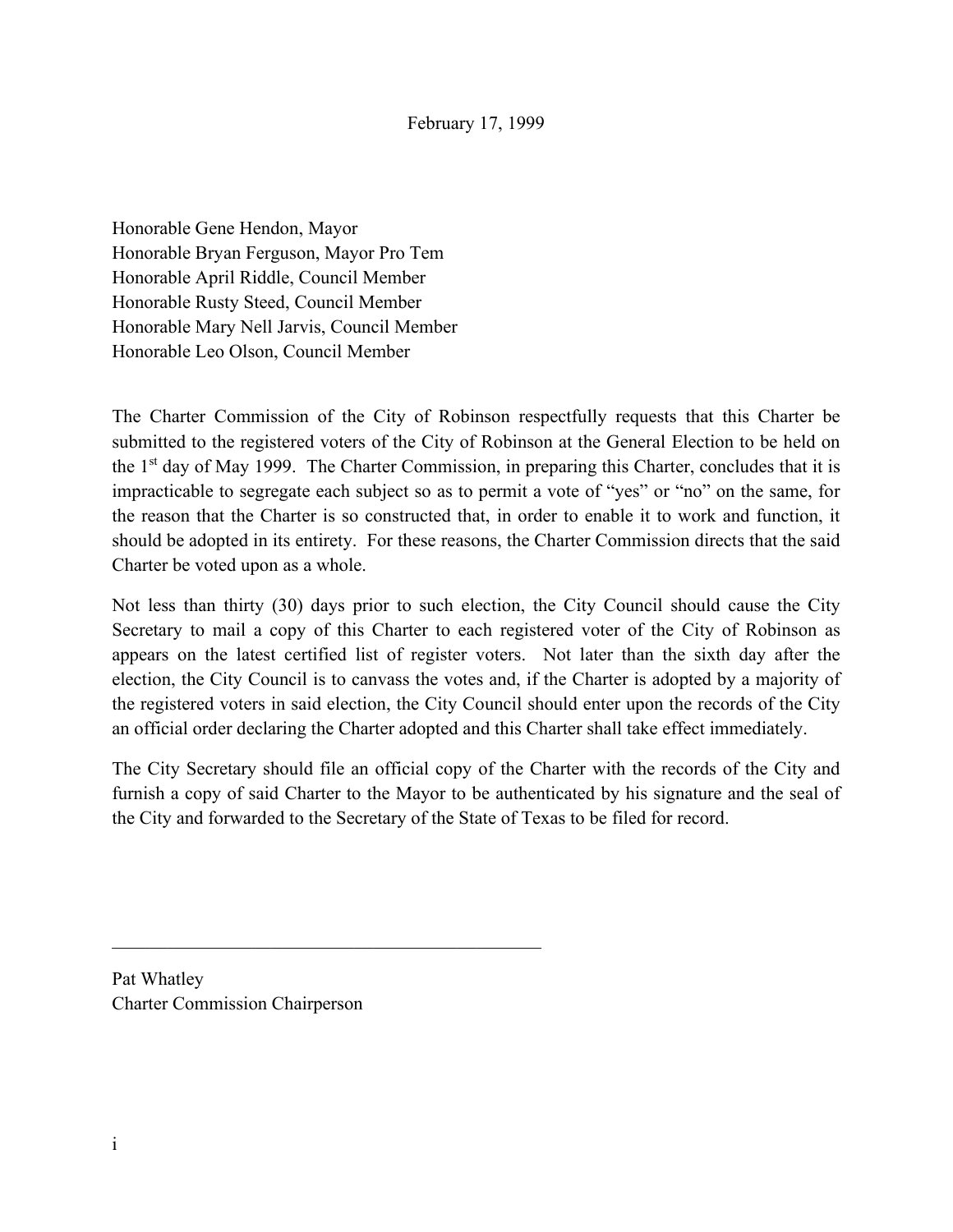February 17, 1999

Honorable Gene Hendon, Mayor
Honorable Bryan Ferguson, Mayor Pro Tem
Honorable April Riddle, Council Member
Honorable Rusty Steed, Council Member
Honorable Mary Nell Jarvis, Council Member
Honorable Leo Olson, Council Member

The Charter Commission of the City of Robinson respectfully requests that this Charter be submitted to the registered voters of the City of Robinson at the General Election to be held on the 1st day of May 1999. The Charter Commission, in preparing this Charter, concludes that it is impracticable to segregate each subject so as to permit a vote of "yes" or "no" on the same, for the reason that the Charter is so constructed that, in order to enable it to work and function, it should be adopted in its entirety. For these reasons, the Charter Commission directs that the said Charter be voted upon as a whole.

Not less than thirty (30) days prior to such election, the City Council should cause the City Secretary to mail a copy of this Charter to each registered voter of the City of Robinson as appears on the latest certified list of register voters. Not later than the sixth day after the election, the City Council is to canvass the votes and, if the Charter is adopted by a majority of the registered voters in said election, the City Council should enter upon the records of the City an official order declaring the Charter adopted and this Charter shall take effect immediately.

The City Secretary should file an official copy of the Charter with the records of the City and furnish a copy of said Charter to the Mayor to be authenticated by his signature and the seal of the City and forwarded to the Secretary of the State of Texas to be filed for record.

\_\_\_\_\_\_\_\_\_\_\_\_\_\_\_\_\_\_\_\_\_\_\_\_\_\_\_\_\_\_\_\_\_\_\_\_\_\_\_\_

Pat Whatley
Charter Commission Chairperson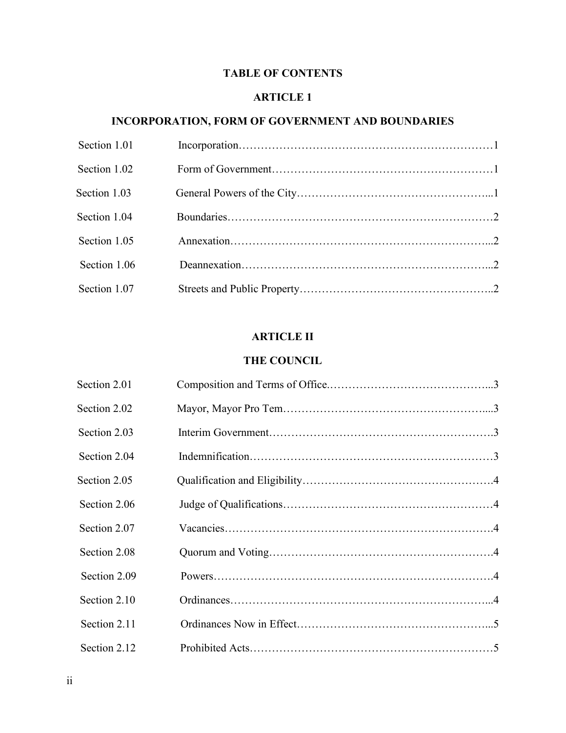# TABLE OF CONTENTS

## ARTICLE 1

## INCORPORATION, FORM OF GOVERNMENT AND BOUNDARIES

| Section | Title | Page |
|---|---|---|
| Section 1.01 | Incorporation | 1 |
| Section 1.02 | Form of Government | 1 |
| Section 1.03 | General Powers of the City | 1 |
| Section 1.04 | Boundaries | 2 |
| Section 1.05 | Annexation | 2 |
| Section 1.06 | Deannexation | 2 |
| Section 1.07 | Streets and Public Property | 2 |

## ARTICLE II

## THE COUNCIL

| Section | Title | Page |
|---|---|---|
| Section 2.01 | Composition and Terms of Office | 3 |
| Section 2.02 | Mayor, Mayor Pro Tem | 3 |
| Section 2.03 | Interim Government | 3 |
| Section 2.04 | Indemnification | 3 |
| Section 2.05 | Qualification and Eligibility | 4 |
| Section 2.06 | Judge of Qualifications | 4 |
| Section 2.07 | Vacancies | 4 |
| Section 2.08 | Quorum and Voting | 4 |
| Section 2.09 | Powers | 4 |
| Section 2.10 | Ordinances | 4 |
| Section 2.11 | Ordinances Now in Effect | 5 |
| Section 2.12 | Prohibited Acts | 5 |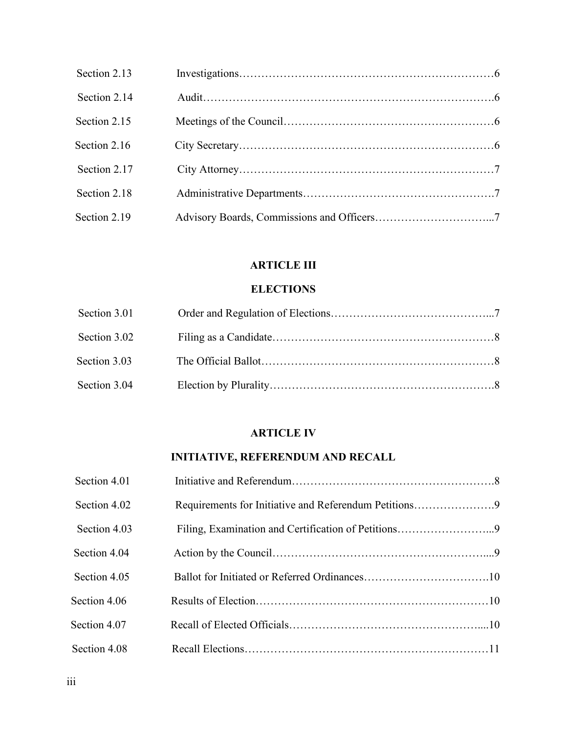| | | |
|---|---|---|
| Section 2.13 | Investigations | 6 |
| Section 2.14 | Audit | 6 |
| Section 2.15 | Meetings of the Council | 6 |
| Section 2.16 | City Secretary | 6 |
| Section 2.17 | City Attorney | 7 |
| Section 2.18 | Administrative Departments | 7 |
| Section 2.19 | Advisory Boards, Commissions and Officers | 7 |

## ARTICLE III

## ELECTIONS

| | | |
|---|---|---|
| Section 3.01 | Order and Regulation of Elections | 7 |
| Section 3.02 | Filing as a Candidate | 8 |
| Section 3.03 | The Official Ballot | 8 |
| Section 3.04 | Election by Plurality | 8 |

## ARTICLE IV

## INITIATIVE, REFERENDUM AND RECALL

| | | |
|---|---|---|
| Section 4.01 | Initiative and Referendum | 8 |
| Section 4.02 | Requirements for Initiative and Referendum Petitions | 9 |
| Section 4.03 | Filing, Examination and Certification of Petitions | 9 |
| Section 4.04 | Action by the Council | 9 |
| Section 4.05 | Ballot for Initiated or Referred Ordinances | 10 |
| Section 4.06 | Results of Election | 10 |
| Section 4.07 | Recall of Elected Officials | 10 |
| Section 4.08 | Recall Elections | 11 |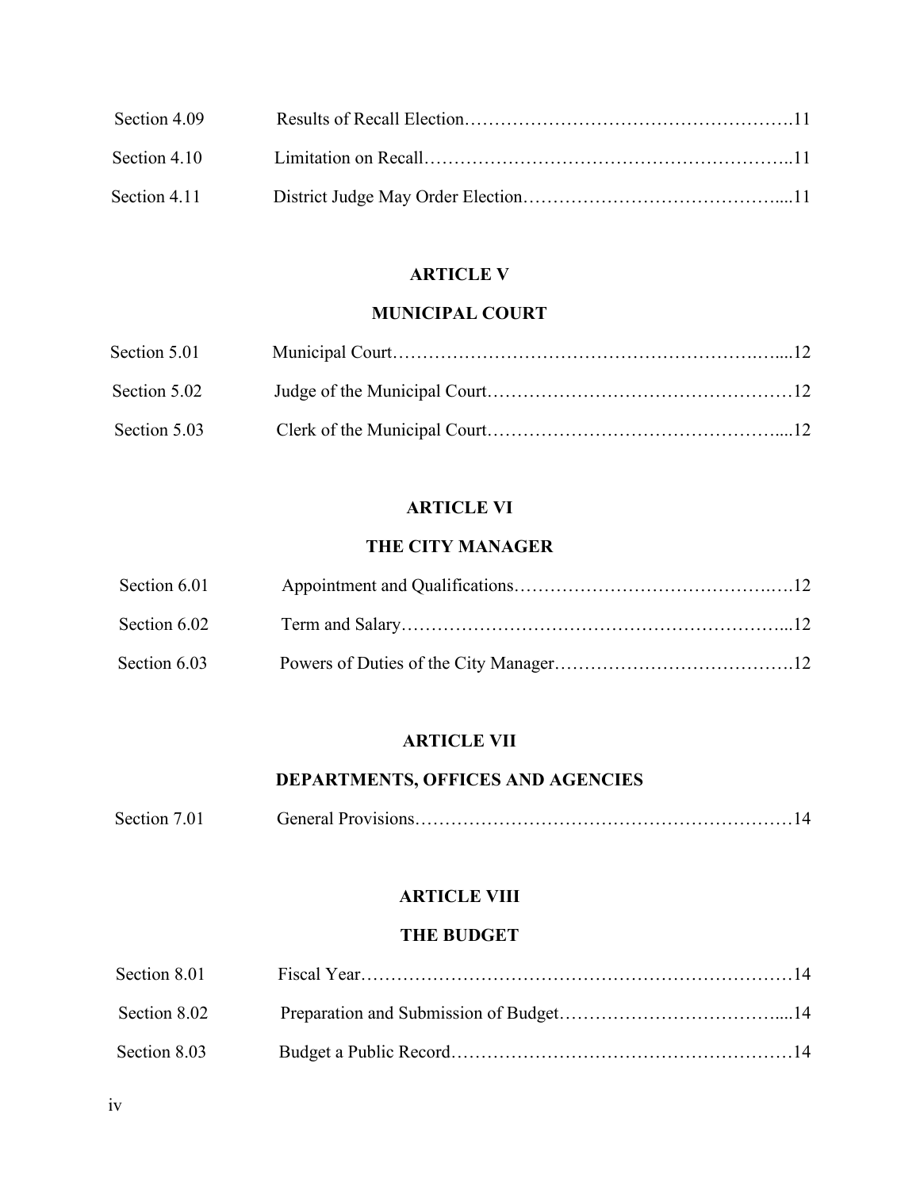| | | |
|---|---|---|
| Section 4.09 | Results of Recall Election | 11 |
| Section 4.10 | Limitation on Recall | 11 |
| Section 4.11 | District Judge May Order Election | 11 |

## ARTICLE V

## MUNICIPAL COURT

| | | |
|---|---|---|
| Section 5.01 | Municipal Court | 12 |
| Section 5.02 | Judge of the Municipal Court | 12 |
| Section 5.03 | Clerk of the Municipal Court | 12 |

## ARTICLE VI

## THE CITY MANAGER

| | | |
|---|---|---|
| Section 6.01 | Appointment and Qualifications | 12 |
| Section 6.02 | Term and Salary | 12 |
| Section 6.03 | Powers of Duties of the City Manager | 12 |

## ARTICLE VII

## DEPARTMENTS, OFFICES AND AGENCIES

| | | |
|---|---|---|
| Section 7.01 | General Provisions | 14 |

## ARTICLE VIII

## THE BUDGET

| | | |
|---|---|---|
| Section 8.01 | Fiscal Year | 14 |
| Section 8.02 | Preparation and Submission of Budget | 14 |
| Section 8.03 | Budget a Public Record | 14 |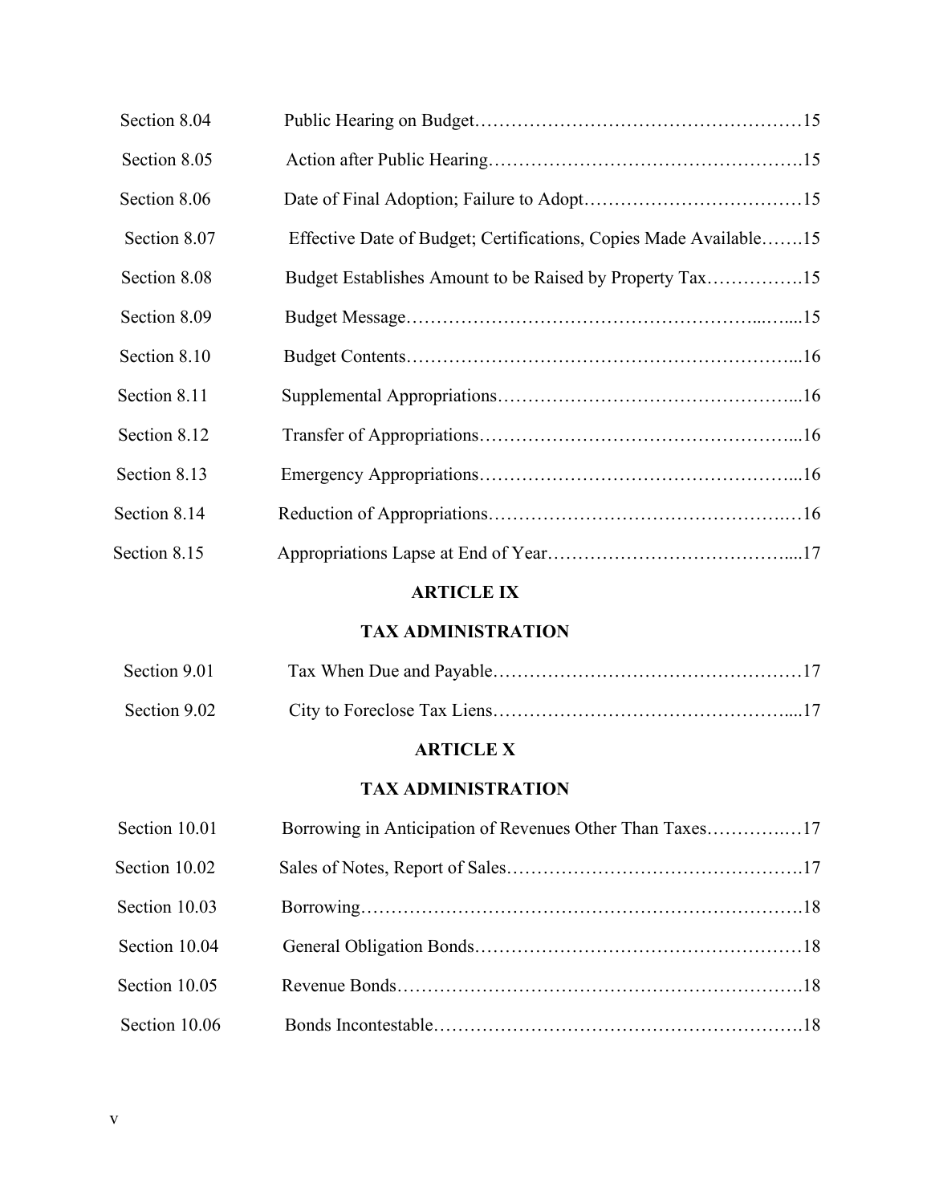| | | |
|---|---|---|
| Section 8.04 | Public Hearing on Budget | 15 |
| Section 8.05 | Action after Public Hearing | 15 |
| Section 8.06 | Date of Final Adoption; Failure to Adopt | 15 |
| Section 8.07 | Effective Date of Budget; Certifications, Copies Made Available | 15 |
| Section 8.08 | Budget Establishes Amount to be Raised by Property Tax | 15 |
| Section 8.09 | Budget Message | 15 |
| Section 8.10 | Budget Contents | 16 |
| Section 8.11 | Supplemental Appropriations | 16 |
| Section 8.12 | Transfer of Appropriations | 16 |
| Section 8.13 | Emergency Appropriations | 16 |
| Section 8.14 | Reduction of Appropriations | 16 |
| Section 8.15 | Appropriations Lapse at End of Year | 17 |

**ARTICLE IX**

**TAX ADMINISTRATION**

| | | |
|---|---|---|
| Section 9.01 | Tax When Due and Payable | 17 |
| Section 9.02 | City to Foreclose Tax Liens | 17 |

**ARTICLE X**

**TAX ADMINISTRATION**

| | | |
|---|---|---|
| Section 10.01 | Borrowing in Anticipation of Revenues Other Than Taxes | 17 |
| Section 10.02 | Sales of Notes, Report of Sales | 17 |
| Section 10.03 | Borrowing | 18 |
| Section 10.04 | General Obligation Bonds | 18 |
| Section 10.05 | Revenue Bonds | 18 |
| Section 10.06 | Bonds Incontestable | 18 |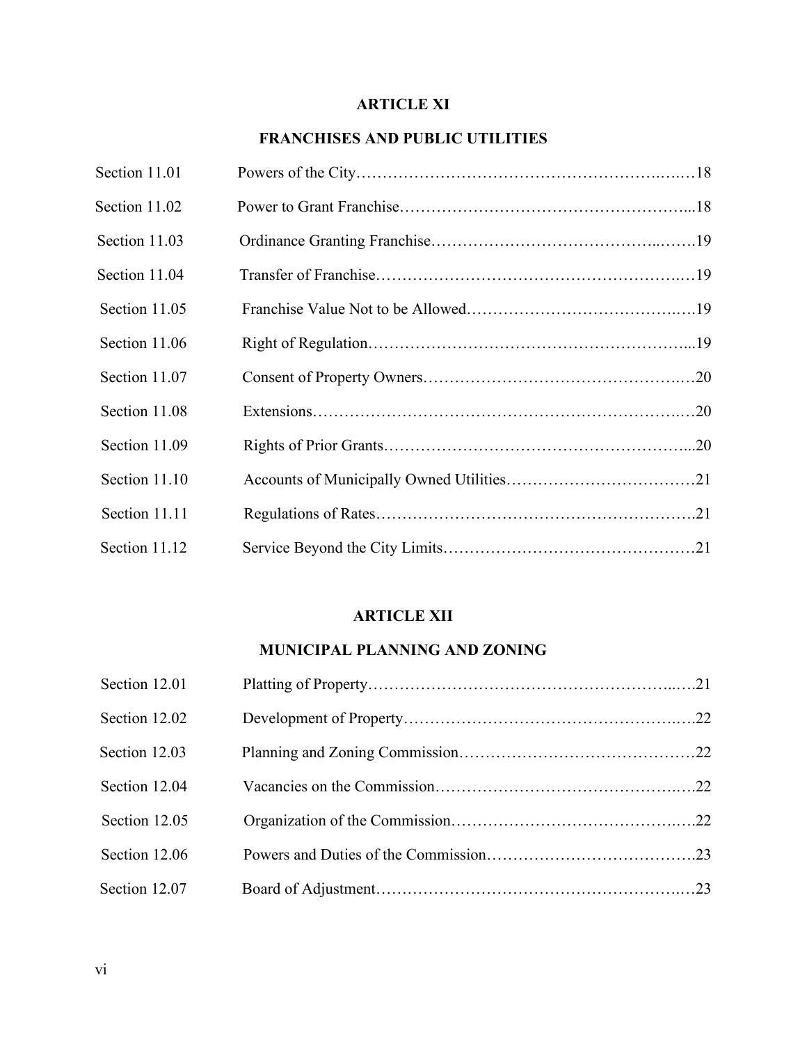## ARTICLE XI

## FRANCHISES AND PUBLIC UTILITIES

| | | |
|---|---|---|
| Section 11.01 | Powers of the City | 18 |
| Section 11.02 | Power to Grant Franchise | 18 |
| Section 11.03 | Ordinance Granting Franchise | 19 |
| Section 11.04 | Transfer of Franchise | 19 |
| Section 11.05 | Franchise Value Not to be Allowed | 19 |
| Section 11.06 | Right of Regulation | 19 |
| Section 11.07 | Consent of Property Owners | 20 |
| Section 11.08 | Extensions | 20 |
| Section 11.09 | Rights of Prior Grants | 20 |
| Section 11.10 | Accounts of Municipally Owned Utilities | 21 |
| Section 11.11 | Regulations of Rates | 21 |
| Section 11.12 | Service Beyond the City Limits | 21 |

## ARTICLE XII

## MUNICIPAL PLANNING AND ZONING

| | | |
|---|---|---|
| Section 12.01 | Platting of Property | 21 |
| Section 12.02 | Development of Property | 22 |
| Section 12.03 | Planning and Zoning Commission | 22 |
| Section 12.04 | Vacancies on the Commission | 22 |
| Section 12.05 | Organization of the Commission | 22 |
| Section 12.06 | Powers and Duties of the Commission | 23 |
| Section 12.07 | Board of Adjustment | 23 |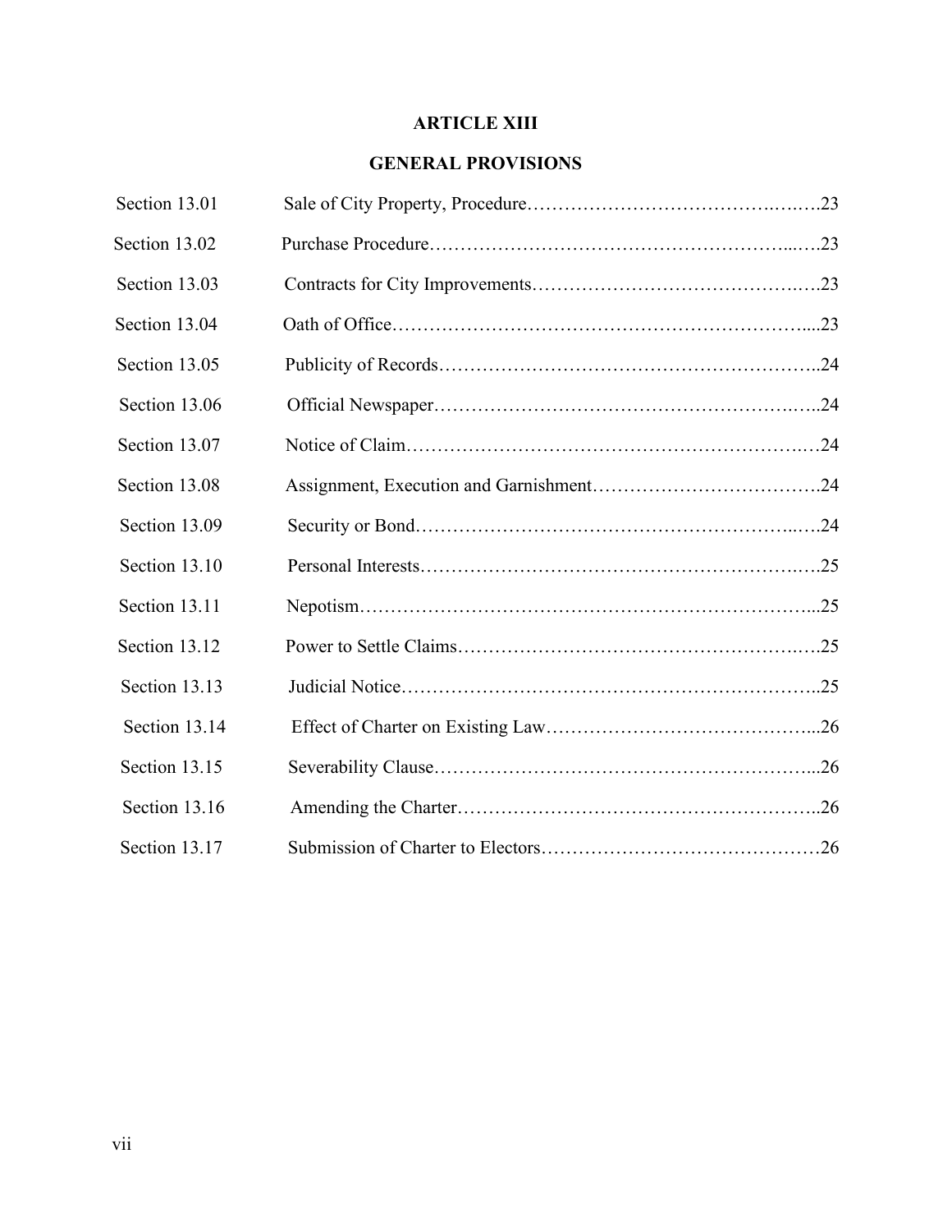## ARTICLE XIII

## GENERAL PROVISIONS

| | | |
|---|---|---|
| Section 13.01 | Sale of City Property, Procedure | 23 |
| Section 13.02 | Purchase Procedure | 23 |
| Section 13.03 | Contracts for City Improvements | 23 |
| Section 13.04 | Oath of Office | 23 |
| Section 13.05 | Publicity of Records | 24 |
| Section 13.06 | Official Newspaper | 24 |
| Section 13.07 | Notice of Claim | 24 |
| Section 13.08 | Assignment, Execution and Garnishment | 24 |
| Section 13.09 | Security or Bond | 24 |
| Section 13.10 | Personal Interests | 25 |
| Section 13.11 | Nepotism | 25 |
| Section 13.12 | Power to Settle Claims | 25 |
| Section 13.13 | Judicial Notice | 25 |
| Section 13.14 | Effect of Charter on Existing Law | 26 |
| Section 13.15 | Severability Clause | 26 |
| Section 13.16 | Amending the Charter | 26 |
| Section 13.17 | Submission of Charter to Electors | 26 |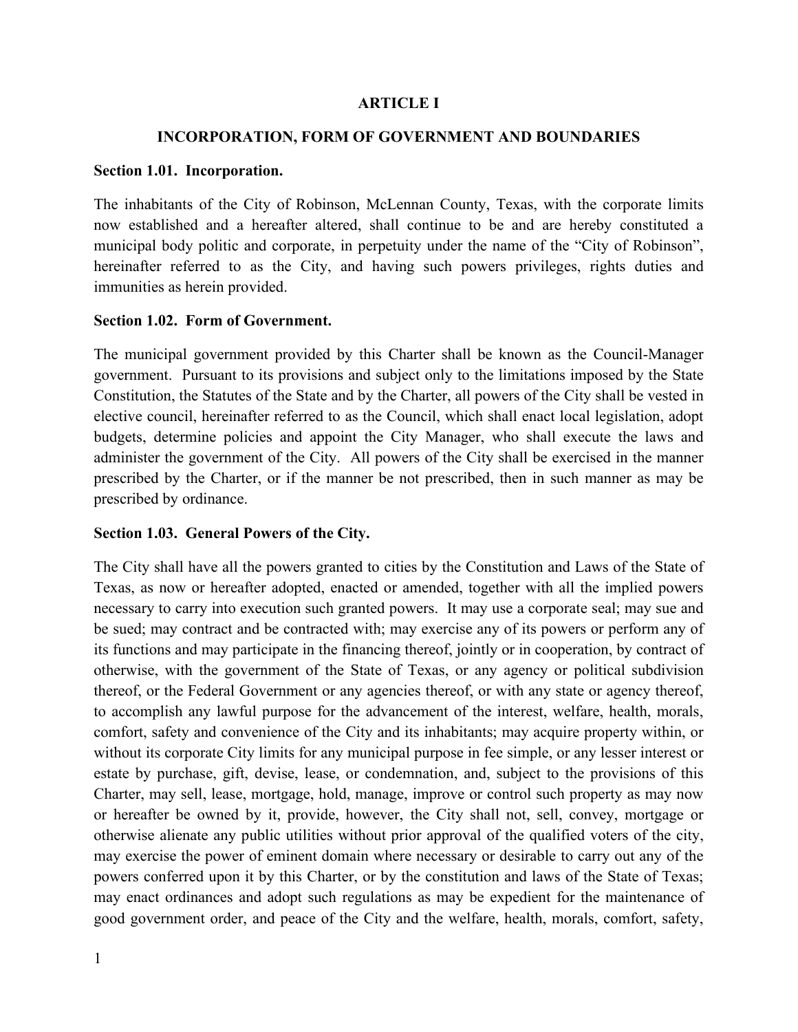# ARTICLE I

## INCORPORATION, FORM OF GOVERNMENT AND BOUNDARIES

**Section 1.01. Incorporation.**

The inhabitants of the City of Robinson, McLennan County, Texas, with the corporate limits now established and a hereafter altered, shall continue to be and are hereby constituted a municipal body politic and corporate, in perpetuity under the name of the "City of Robinson", hereinafter referred to as the City, and having such powers privileges, rights duties and immunities as herein provided.

**Section 1.02. Form of Government.**

The municipal government provided by this Charter shall be known as the Council-Manager government. Pursuant to its provisions and subject only to the limitations imposed by the State Constitution, the Statutes of the State and by the Charter, all powers of the City shall be vested in elective council, hereinafter referred to as the Council, which shall enact local legislation, adopt budgets, determine policies and appoint the City Manager, who shall execute the laws and administer the government of the City. All powers of the City shall be exercised in the manner prescribed by the Charter, or if the manner be not prescribed, then in such manner as may be prescribed by ordinance.

**Section 1.03. General Powers of the City.**

The City shall have all the powers granted to cities by the Constitution and Laws of the State of Texas, as now or hereafter adopted, enacted or amended, together with all the implied powers necessary to carry into execution such granted powers. It may use a corporate seal; may sue and be sued; may contract and be contracted with; may exercise any of its powers or perform any of its functions and may participate in the financing thereof, jointly or in cooperation, by contract of otherwise, with the government of the State of Texas, or any agency or political subdivision thereof, or the Federal Government or any agencies thereof, or with any state or agency thereof, to accomplish any lawful purpose for the advancement of the interest, welfare, health, morals, comfort, safety and convenience of the City and its inhabitants; may acquire property within, or without its corporate City limits for any municipal purpose in fee simple, or any lesser interest or estate by purchase, gift, devise, lease, or condemnation, and, subject to the provisions of this Charter, may sell, lease, mortgage, hold, manage, improve or control such property as may now or hereafter be owned by it, provide, however, the City shall not, sell, convey, mortgage or otherwise alienate any public utilities without prior approval of the qualified voters of the city, may exercise the power of eminent domain where necessary or desirable to carry out any of the powers conferred upon it by this Charter, or by the constitution and laws of the State of Texas; may enact ordinances and adopt such regulations as may be expedient for the maintenance of good government order, and peace of the City and the welfare, health, morals, comfort, safety,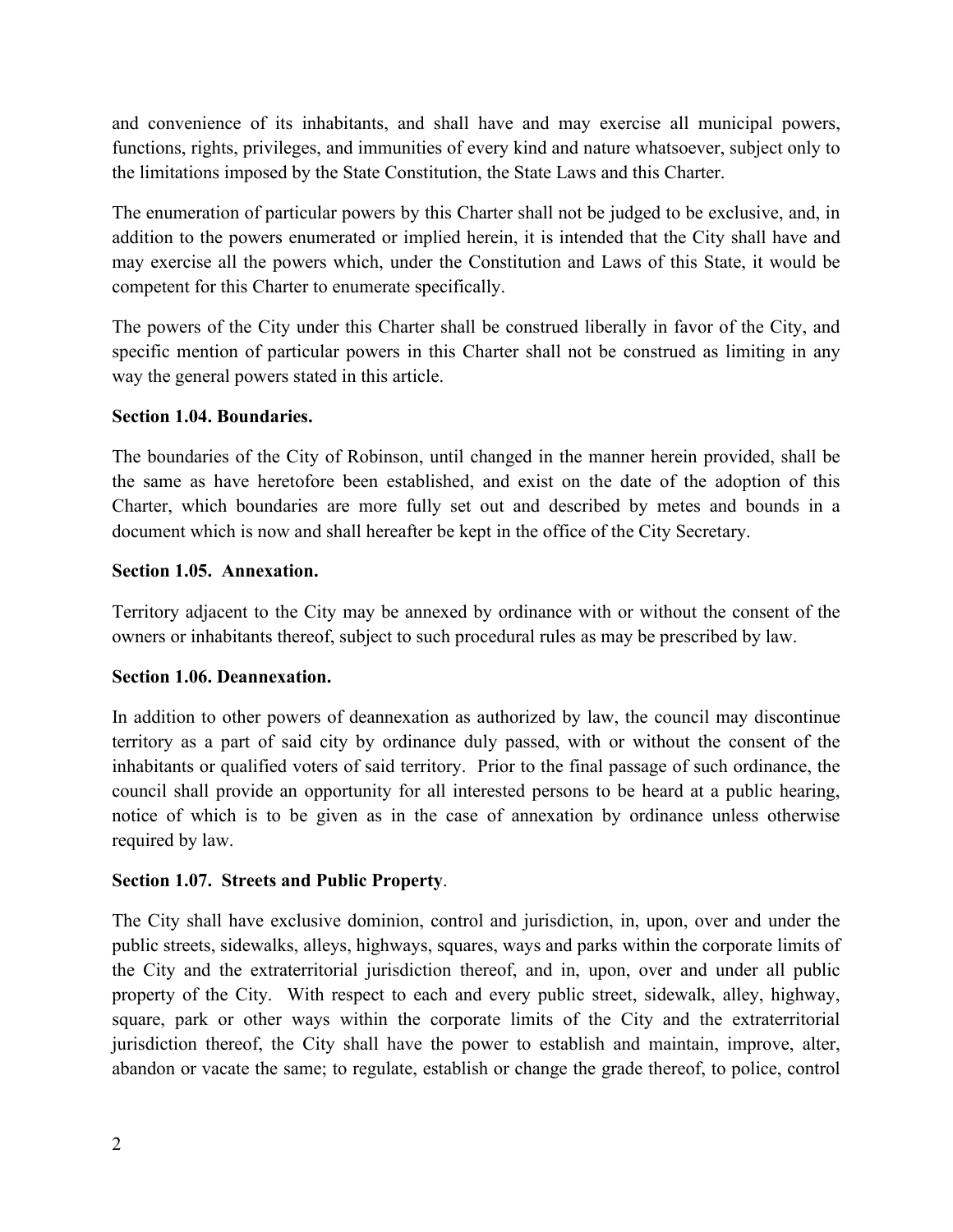and convenience of its inhabitants, and shall have and may exercise all municipal powers, functions, rights, privileges, and immunities of every kind and nature whatsoever, subject only to the limitations imposed by the State Constitution, the State Laws and this Charter.

The enumeration of particular powers by this Charter shall not be judged to be exclusive, and, in addition to the powers enumerated or implied herein, it is intended that the City shall have and may exercise all the powers which, under the Constitution and Laws of this State, it would be competent for this Charter to enumerate specifically.

The powers of the City under this Charter shall be construed liberally in favor of the City, and specific mention of particular powers in this Charter shall not be construed as limiting in any way the general powers stated in this article.

**Section 1.04. Boundaries.**

The boundaries of the City of Robinson, until changed in the manner herein provided, shall be the same as have heretofore been established, and exist on the date of the adoption of this Charter, which boundaries are more fully set out and described by metes and bounds in a document which is now and shall hereafter be kept in the office of the City Secretary.

**Section 1.05. Annexation.**

Territory adjacent to the City may be annexed by ordinance with or without the consent of the owners or inhabitants thereof, subject to such procedural rules as may be prescribed by law.

**Section 1.06. Deannexation.**

In addition to other powers of deannexation as authorized by law, the council may discontinue territory as a part of said city by ordinance duly passed, with or without the consent of the inhabitants or qualified voters of said territory. Prior to the final passage of such ordinance, the council shall provide an opportunity for all interested persons to be heard at a public hearing, notice of which is to be given as in the case of annexation by ordinance unless otherwise required by law.

**Section 1.07. Streets and Public Property**.

The City shall have exclusive dominion, control and jurisdiction, in, upon, over and under the public streets, sidewalks, alleys, highways, squares, ways and parks within the corporate limits of the City and the extraterritorial jurisdiction thereof, and in, upon, over and under all public property of the City. With respect to each and every public street, sidewalk, alley, highway, square, park or other ways within the corporate limits of the City and the extraterritorial jurisdiction thereof, the City shall have the power to establish and maintain, improve, alter, abandon or vacate the same; to regulate, establish or change the grade thereof, to police, control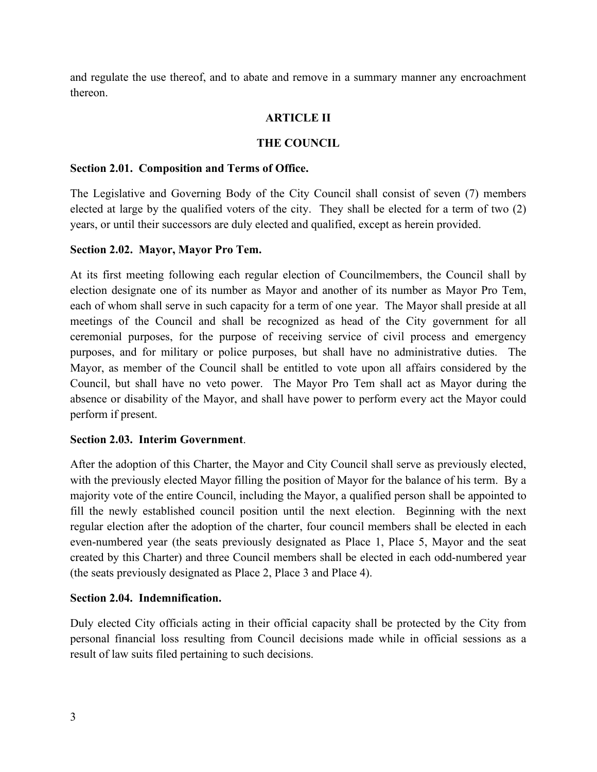and regulate the use thereof, and to abate and remove in a summary manner any encroachment thereon.

## ARTICLE II

## THE COUNCIL

**Section 2.01. Composition and Terms of Office.**

The Legislative and Governing Body of the City Council shall consist of seven (7) members elected at large by the qualified voters of the city. They shall be elected for a term of two (2) years, or until their successors are duly elected and qualified, except as herein provided.

**Section 2.02. Mayor, Mayor Pro Tem.**

At its first meeting following each regular election of Councilmembers, the Council shall by election designate one of its number as Mayor and another of its number as Mayor Pro Tem, each of whom shall serve in such capacity for a term of one year. The Mayor shall preside at all meetings of the Council and shall be recognized as head of the City government for all ceremonial purposes, for the purpose of receiving service of civil process and emergency purposes, and for military or police purposes, but shall have no administrative duties. The Mayor, as member of the Council shall be entitled to vote upon all affairs considered by the Council, but shall have no veto power. The Mayor Pro Tem shall act as Mayor during the absence or disability of the Mayor, and shall have power to perform every act the Mayor could perform if present.

**Section 2.03. Interim Government**.

After the adoption of this Charter, the Mayor and City Council shall serve as previously elected, with the previously elected Mayor filling the position of Mayor for the balance of his term. By a majority vote of the entire Council, including the Mayor, a qualified person shall be appointed to fill the newly established council position until the next election. Beginning with the next regular election after the adoption of the charter, four council members shall be elected in each even-numbered year (the seats previously designated as Place 1, Place 5, Mayor and the seat created by this Charter) and three Council members shall be elected in each odd-numbered year (the seats previously designated as Place 2, Place 3 and Place 4).

**Section 2.04. Indemnification.**

Duly elected City officials acting in their official capacity shall be protected by the City from personal financial loss resulting from Council decisions made while in official sessions as a result of law suits filed pertaining to such decisions.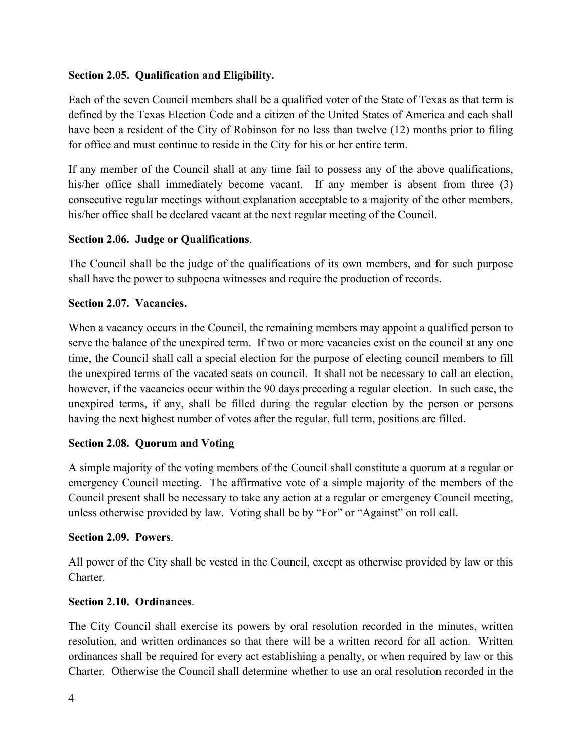**Section 2.05. Qualification and Eligibility.**

Each of the seven Council members shall be a qualified voter of the State of Texas as that term is defined by the Texas Election Code and a citizen of the United States of America and each shall have been a resident of the City of Robinson for no less than twelve (12) months prior to filing for office and must continue to reside in the City for his or her entire term.

If any member of the Council shall at any time fail to possess any of the above qualifications, his/her office shall immediately become vacant. If any member is absent from three (3) consecutive regular meetings without explanation acceptable to a majority of the other members, his/her office shall be declared vacant at the next regular meeting of the Council.

**Section 2.06. Judge or Qualifications**.

The Council shall be the judge of the qualifications of its own members, and for such purpose shall have the power to subpoena witnesses and require the production of records.

**Section 2.07. Vacancies.**

When a vacancy occurs in the Council, the remaining members may appoint a qualified person to serve the balance of the unexpired term. If two or more vacancies exist on the council at any one time, the Council shall call a special election for the purpose of electing council members to fill the unexpired terms of the vacated seats on council. It shall not be necessary to call an election, however, if the vacancies occur within the 90 days preceding a regular election. In such case, the unexpired terms, if any, shall be filled during the regular election by the person or persons having the next highest number of votes after the regular, full term, positions are filled.

**Section 2.08. Quorum and Voting**

A simple majority of the voting members of the Council shall constitute a quorum at a regular or emergency Council meeting. The affirmative vote of a simple majority of the members of the Council present shall be necessary to take any action at a regular or emergency Council meeting, unless otherwise provided by law. Voting shall be by "For" or "Against" on roll call.

**Section 2.09. Powers**.

All power of the City shall be vested in the Council, except as otherwise provided by law or this Charter.

**Section 2.10. Ordinances**.

The City Council shall exercise its powers by oral resolution recorded in the minutes, written resolution, and written ordinances so that there will be a written record for all action. Written ordinances shall be required for every act establishing a penalty, or when required by law or this Charter. Otherwise the Council shall determine whether to use an oral resolution recorded in the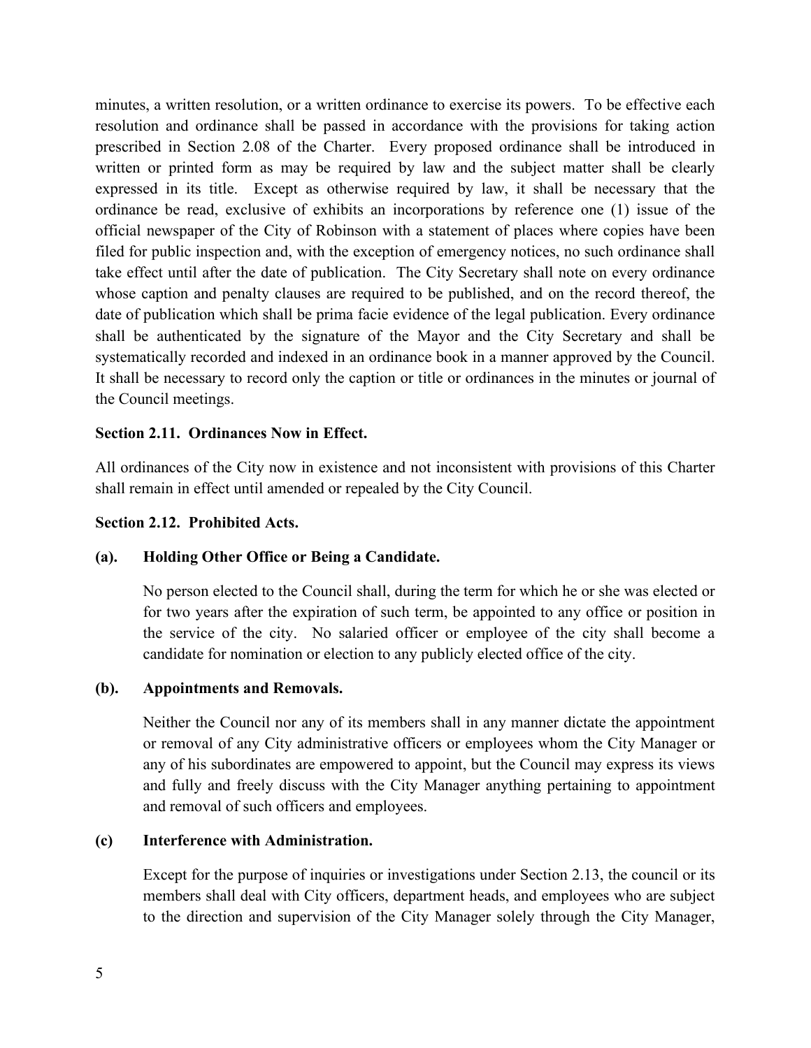minutes, a written resolution, or a written ordinance to exercise its powers. To be effective each resolution and ordinance shall be passed in accordance with the provisions for taking action prescribed in Section 2.08 of the Charter. Every proposed ordinance shall be introduced in written or printed form as may be required by law and the subject matter shall be clearly expressed in its title. Except as otherwise required by law, it shall be necessary that the ordinance be read, exclusive of exhibits an incorporations by reference one (1) issue of the official newspaper of the City of Robinson with a statement of places where copies have been filed for public inspection and, with the exception of emergency notices, no such ordinance shall take effect until after the date of publication. The City Secretary shall note on every ordinance whose caption and penalty clauses are required to be published, and on the record thereof, the date of publication which shall be prima facie evidence of the legal publication. Every ordinance shall be authenticated by the signature of the Mayor and the City Secretary and shall be systematically recorded and indexed in an ordinance book in a manner approved by the Council. It shall be necessary to record only the caption or title or ordinances in the minutes or journal of the Council meetings.

**Section 2.11. Ordinances Now in Effect.**

All ordinances of the City now in existence and not inconsistent with provisions of this Charter shall remain in effect until amended or repealed by the City Council.

**Section 2.12. Prohibited Acts.**

**(a). Holding Other Office or Being a Candidate.**

No person elected to the Council shall, during the term for which he or she was elected or for two years after the expiration of such term, be appointed to any office or position in the service of the city. No salaried officer or employee of the city shall become a candidate for nomination or election to any publicly elected office of the city.

**(b). Appointments and Removals.**

Neither the Council nor any of its members shall in any manner dictate the appointment or removal of any City administrative officers or employees whom the City Manager or any of his subordinates are empowered to appoint, but the Council may express its views and fully and freely discuss with the City Manager anything pertaining to appointment and removal of such officers and employees.

**(c) Interference with Administration.**

Except for the purpose of inquiries or investigations under Section 2.13, the council or its members shall deal with City officers, department heads, and employees who are subject to the direction and supervision of the City Manager solely through the City Manager,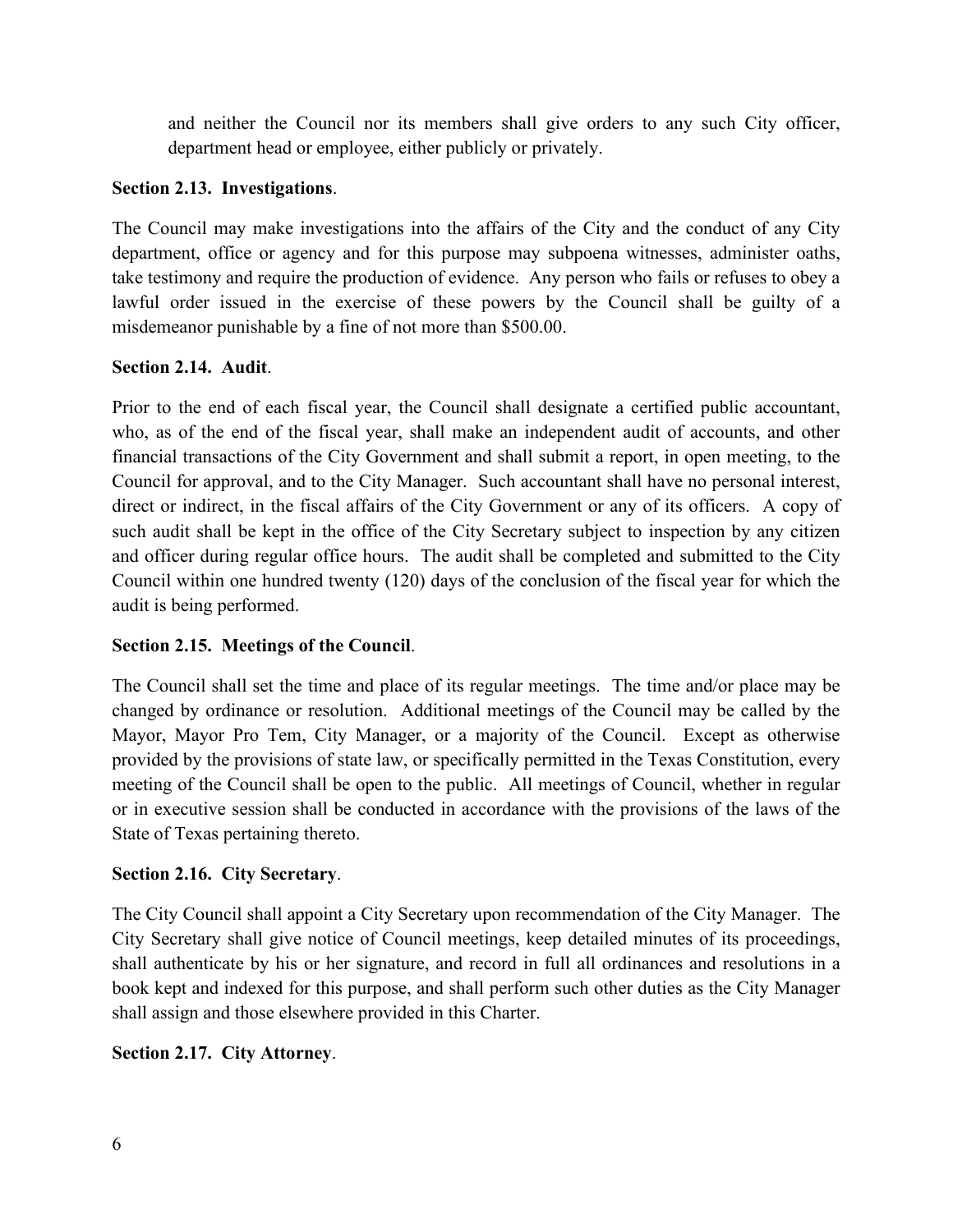and neither the Council nor its members shall give orders to any such City officer, department head or employee, either publicly or privately.

**Section 2.13. Investigations**.

The Council may make investigations into the affairs of the City and the conduct of any City department, office or agency and for this purpose may subpoena witnesses, administer oaths, take testimony and require the production of evidence. Any person who fails or refuses to obey a lawful order issued in the exercise of these powers by the Council shall be guilty of a misdemeanor punishable by a fine of not more than $500.00.

**Section 2.14. Audit**.

Prior to the end of each fiscal year, the Council shall designate a certified public accountant, who, as of the end of the fiscal year, shall make an independent audit of accounts, and other financial transactions of the City Government and shall submit a report, in open meeting, to the Council for approval, and to the City Manager. Such accountant shall have no personal interest, direct or indirect, in the fiscal affairs of the City Government or any of its officers. A copy of such audit shall be kept in the office of the City Secretary subject to inspection by any citizen and officer during regular office hours. The audit shall be completed and submitted to the City Council within one hundred twenty (120) days of the conclusion of the fiscal year for which the audit is being performed.

**Section 2.15. Meetings of the Council**.

The Council shall set the time and place of its regular meetings. The time and/or place may be changed by ordinance or resolution. Additional meetings of the Council may be called by the Mayor, Mayor Pro Tem, City Manager, or a majority of the Council. Except as otherwise provided by the provisions of state law, or specifically permitted in the Texas Constitution, every meeting of the Council shall be open to the public. All meetings of Council, whether in regular or in executive session shall be conducted in accordance with the provisions of the laws of the State of Texas pertaining thereto.

**Section 2.16. City Secretary**.

The City Council shall appoint a City Secretary upon recommendation of the City Manager. The City Secretary shall give notice of Council meetings, keep detailed minutes of its proceedings, shall authenticate by his or her signature, and record in full all ordinances and resolutions in a book kept and indexed for this purpose, and shall perform such other duties as the City Manager shall assign and those elsewhere provided in this Charter.

**Section 2.17. City Attorney**.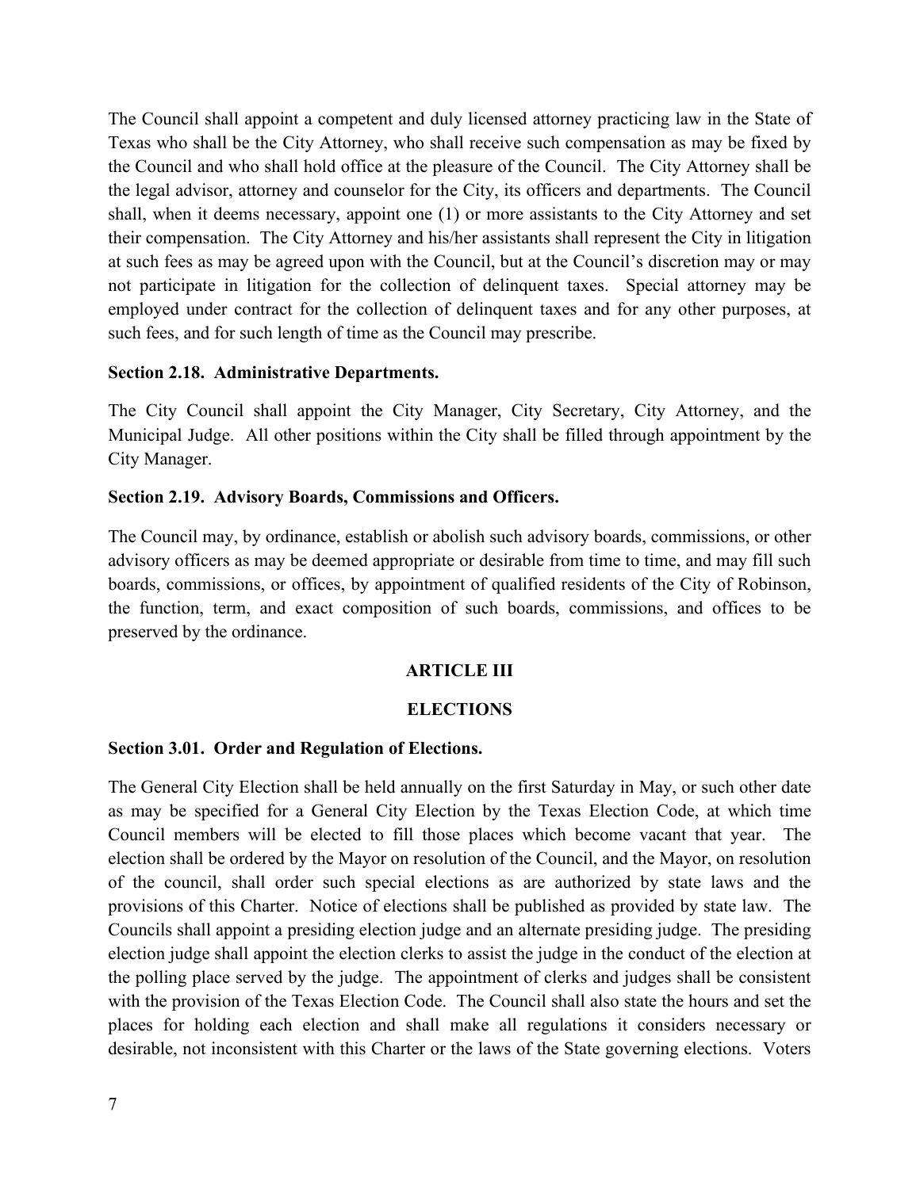The Council shall appoint a competent and duly licensed attorney practicing law in the State of Texas who shall be the City Attorney, who shall receive such compensation as may be fixed by the Council and who shall hold office at the pleasure of the Council. The City Attorney shall be the legal advisor, attorney and counselor for the City, its officers and departments. The Council shall, when it deems necessary, appoint one (1) or more assistants to the City Attorney and set their compensation. The City Attorney and his/her assistants shall represent the City in litigation at such fees as may be agreed upon with the Council, but at the Council's discretion may or may not participate in litigation for the collection of delinquent taxes. Special attorney may be employed under contract for the collection of delinquent taxes and for any other purposes, at such fees, and for such length of time as the Council may prescribe.

**Section 2.18. Administrative Departments.**

The City Council shall appoint the City Manager, City Secretary, City Attorney, and the Municipal Judge. All other positions within the City shall be filled through appointment by the City Manager.

**Section 2.19. Advisory Boards, Commissions and Officers.**

The Council may, by ordinance, establish or abolish such advisory boards, commissions, or other advisory officers as may be deemed appropriate or desirable from time to time, and may fill such boards, commissions, or offices, by appointment of qualified residents of the City of Robinson, the function, term, and exact composition of such boards, commissions, and offices to be preserved by the ordinance.

## ARTICLE III

## ELECTIONS

**Section 3.01. Order and Regulation of Elections.**

The General City Election shall be held annually on the first Saturday in May, or such other date as may be specified for a General City Election by the Texas Election Code, at which time Council members will be elected to fill those places which become vacant that year. The election shall be ordered by the Mayor on resolution of the Council, and the Mayor, on resolution of the council, shall order such special elections as are authorized by state laws and the provisions of this Charter. Notice of elections shall be published as provided by state law. The Councils shall appoint a presiding election judge and an alternate presiding judge. The presiding election judge shall appoint the election clerks to assist the judge in the conduct of the election at the polling place served by the judge. The appointment of clerks and judges shall be consistent with the provision of the Texas Election Code. The Council shall also state the hours and set the places for holding each election and shall make all regulations it considers necessary or desirable, not inconsistent with this Charter or the laws of the State governing elections. Voters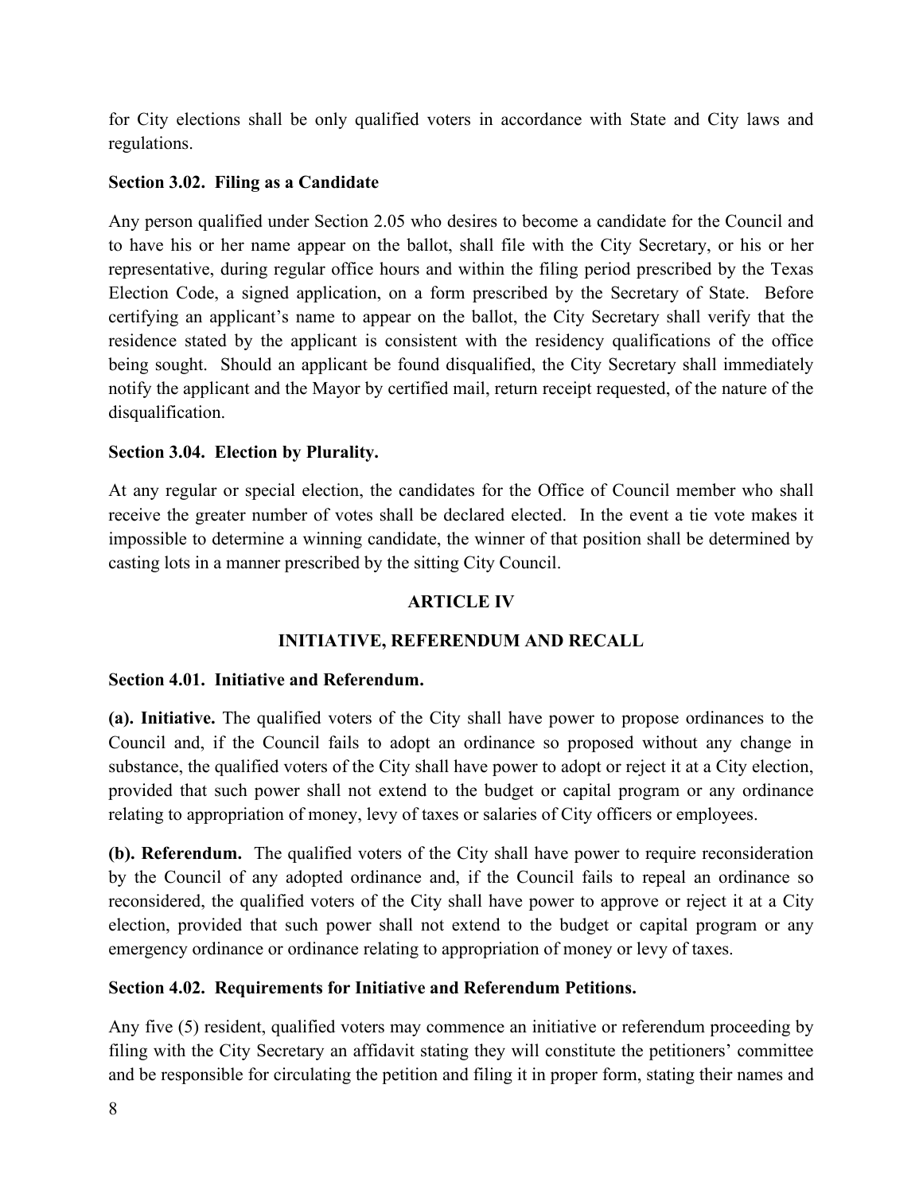for City elections shall be only qualified voters in accordance with State and City laws and regulations.

**Section 3.02. Filing as a Candidate**

Any person qualified under Section 2.05 who desires to become a candidate for the Council and to have his or her name appear on the ballot, shall file with the City Secretary, or his or her representative, during regular office hours and within the filing period prescribed by the Texas Election Code, a signed application, on a form prescribed by the Secretary of State. Before certifying an applicant's name to appear on the ballot, the City Secretary shall verify that the residence stated by the applicant is consistent with the residency qualifications of the office being sought. Should an applicant be found disqualified, the City Secretary shall immediately notify the applicant and the Mayor by certified mail, return receipt requested, of the nature of the disqualification.

**Section 3.04. Election by Plurality.**

At any regular or special election, the candidates for the Office of Council member who shall receive the greater number of votes shall be declared elected. In the event a tie vote makes it impossible to determine a winning candidate, the winner of that position shall be determined by casting lots in a manner prescribed by the sitting City Council.

## ARTICLE IV

## INITIATIVE, REFERENDUM AND RECALL

**Section 4.01. Initiative and Referendum.**

**(a). Initiative.** The qualified voters of the City shall have power to propose ordinances to the Council and, if the Council fails to adopt an ordinance so proposed without any change in substance, the qualified voters of the City shall have power to adopt or reject it at a City election, provided that such power shall not extend to the budget or capital program or any ordinance relating to appropriation of money, levy of taxes or salaries of City officers or employees.

**(b). Referendum.** The qualified voters of the City shall have power to require reconsideration by the Council of any adopted ordinance and, if the Council fails to repeal an ordinance so reconsidered, the qualified voters of the City shall have power to approve or reject it at a City election, provided that such power shall not extend to the budget or capital program or any emergency ordinance or ordinance relating to appropriation of money or levy of taxes.

**Section 4.02. Requirements for Initiative and Referendum Petitions.**

Any five (5) resident, qualified voters may commence an initiative or referendum proceeding by filing with the City Secretary an affidavit stating they will constitute the petitioners' committee and be responsible for circulating the petition and filing it in proper form, stating their names and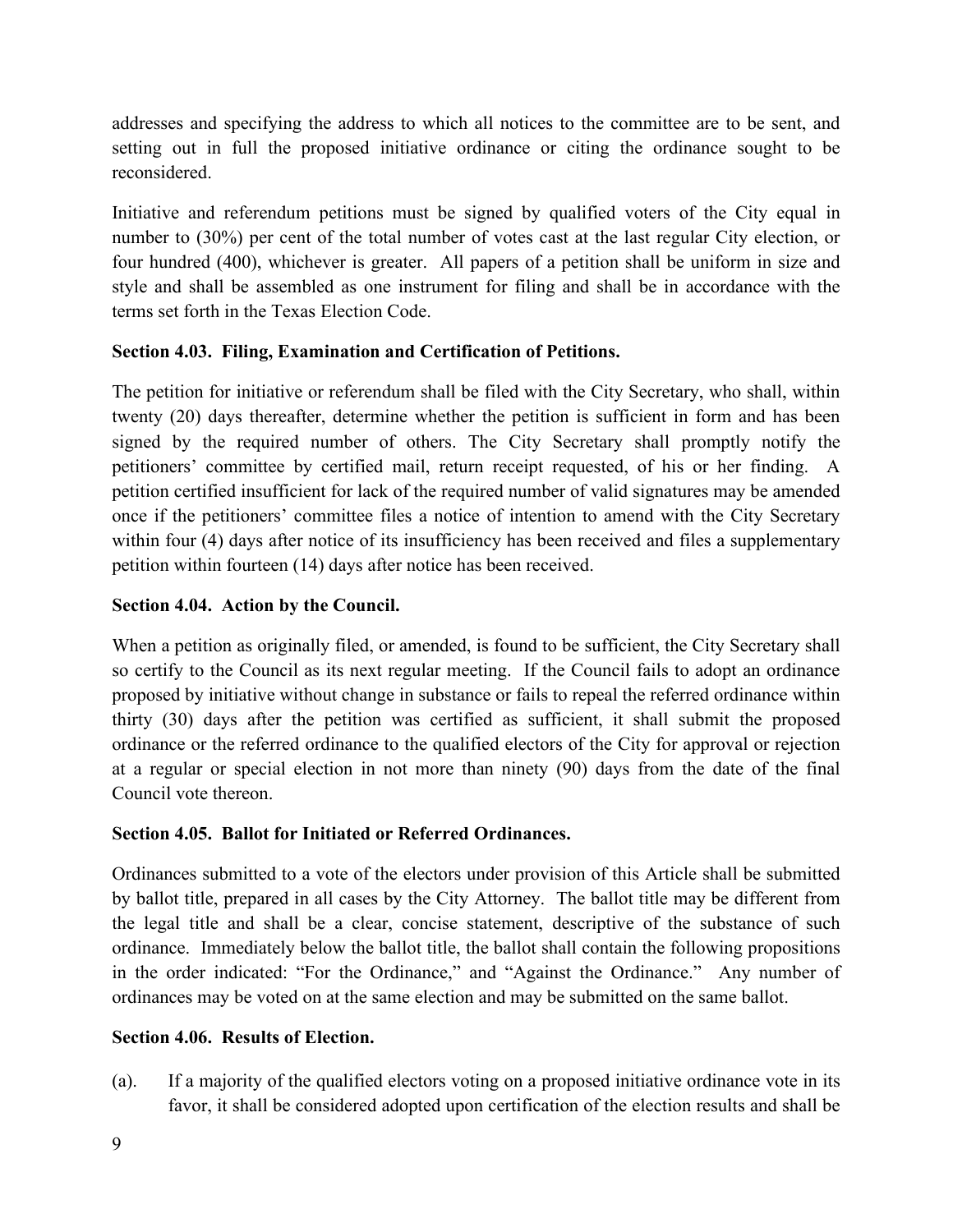addresses and specifying the address to which all notices to the committee are to be sent, and setting out in full the proposed initiative ordinance or citing the ordinance sought to be reconsidered.

Initiative and referendum petitions must be signed by qualified voters of the City equal in number to (30%) per cent of the total number of votes cast at the last regular City election, or four hundred (400), whichever is greater. All papers of a petition shall be uniform in size and style and shall be assembled as one instrument for filing and shall be in accordance with the terms set forth in the Texas Election Code.

**Section 4.03. Filing, Examination and Certification of Petitions.**

The petition for initiative or referendum shall be filed with the City Secretary, who shall, within twenty (20) days thereafter, determine whether the petition is sufficient in form and has been signed by the required number of others. The City Secretary shall promptly notify the petitioners' committee by certified mail, return receipt requested, of his or her finding. A petition certified insufficient for lack of the required number of valid signatures may be amended once if the petitioners' committee files a notice of intention to amend with the City Secretary within four (4) days after notice of its insufficiency has been received and files a supplementary petition within fourteen (14) days after notice has been received.

**Section 4.04. Action by the Council.**

When a petition as originally filed, or amended, is found to be sufficient, the City Secretary shall so certify to the Council as its next regular meeting. If the Council fails to adopt an ordinance proposed by initiative without change in substance or fails to repeal the referred ordinance within thirty (30) days after the petition was certified as sufficient, it shall submit the proposed ordinance or the referred ordinance to the qualified electors of the City for approval or rejection at a regular or special election in not more than ninety (90) days from the date of the final Council vote thereon.

**Section 4.05. Ballot for Initiated or Referred Ordinances.**

Ordinances submitted to a vote of the electors under provision of this Article shall be submitted by ballot title, prepared in all cases by the City Attorney. The ballot title may be different from the legal title and shall be a clear, concise statement, descriptive of the substance of such ordinance. Immediately below the ballot title, the ballot shall contain the following propositions in the order indicated: "For the Ordinance," and "Against the Ordinance." Any number of ordinances may be voted on at the same election and may be submitted on the same ballot.

**Section 4.06. Results of Election.**

(a). If a majority of the qualified electors voting on a proposed initiative ordinance vote in its favor, it shall be considered adopted upon certification of the election results and shall be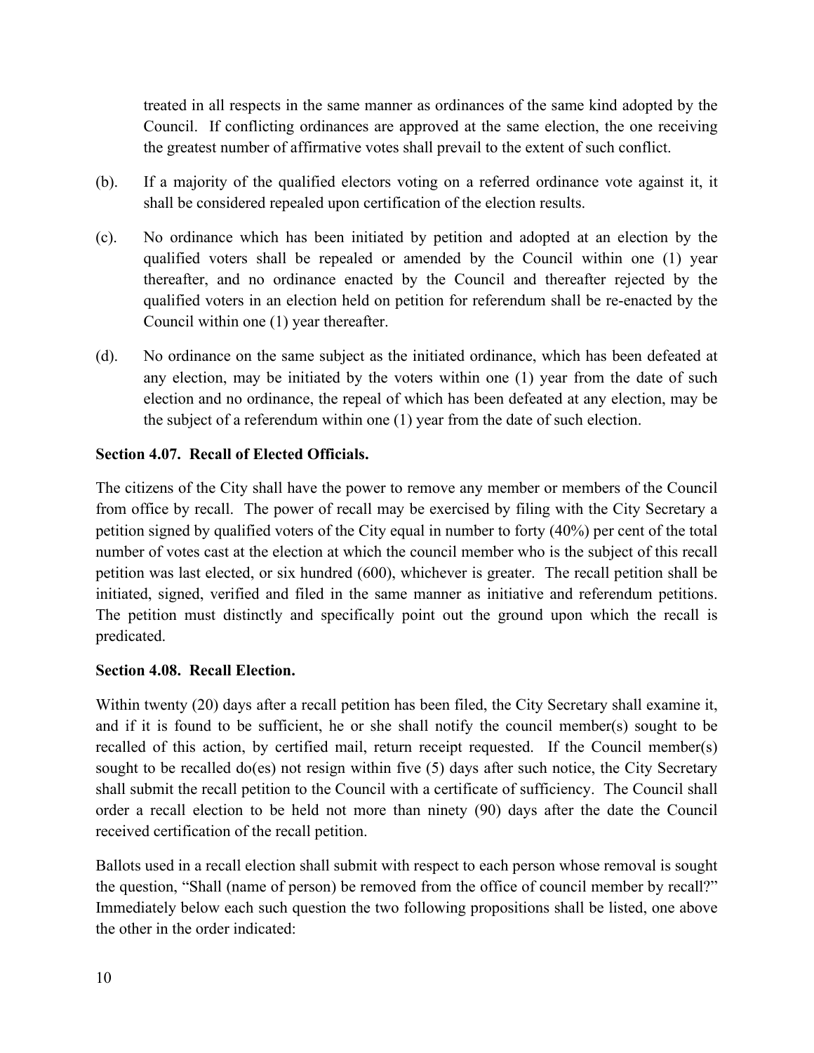treated in all respects in the same manner as ordinances of the same kind adopted by the Council. If conflicting ordinances are approved at the same election, the one receiving the greatest number of affirmative votes shall prevail to the extent of such conflict.

(b). If a majority of the qualified electors voting on a referred ordinance vote against it, it shall be considered repealed upon certification of the election results.

(c). No ordinance which has been initiated by petition and adopted at an election by the qualified voters shall be repealed or amended by the Council within one (1) year thereafter, and no ordinance enacted by the Council and thereafter rejected by the qualified voters in an election held on petition for referendum shall be re-enacted by the Council within one (1) year thereafter.

(d). No ordinance on the same subject as the initiated ordinance, which has been defeated at any election, may be initiated by the voters within one (1) year from the date of such election and no ordinance, the repeal of which has been defeated at any election, may be the subject of a referendum within one (1) year from the date of such election.

**Section 4.07. Recall of Elected Officials.**

The citizens of the City shall have the power to remove any member or members of the Council from office by recall. The power of recall may be exercised by filing with the City Secretary a petition signed by qualified voters of the City equal in number to forty (40%) per cent of the total number of votes cast at the election at which the council member who is the subject of this recall petition was last elected, or six hundred (600), whichever is greater. The recall petition shall be initiated, signed, verified and filed in the same manner as initiative and referendum petitions. The petition must distinctly and specifically point out the ground upon which the recall is predicated.

**Section 4.08. Recall Election.**

Within twenty (20) days after a recall petition has been filed, the City Secretary shall examine it, and if it is found to be sufficient, he or she shall notify the council member(s) sought to be recalled of this action, by certified mail, return receipt requested. If the Council member(s) sought to be recalled do(es) not resign within five (5) days after such notice, the City Secretary shall submit the recall petition to the Council with a certificate of sufficiency. The Council shall order a recall election to be held not more than ninety (90) days after the date the Council received certification of the recall petition.

Ballots used in a recall election shall submit with respect to each person whose removal is sought the question, "Shall (name of person) be removed from the office of council member by recall?" Immediately below each such question the two following propositions shall be listed, one above the other in the order indicated: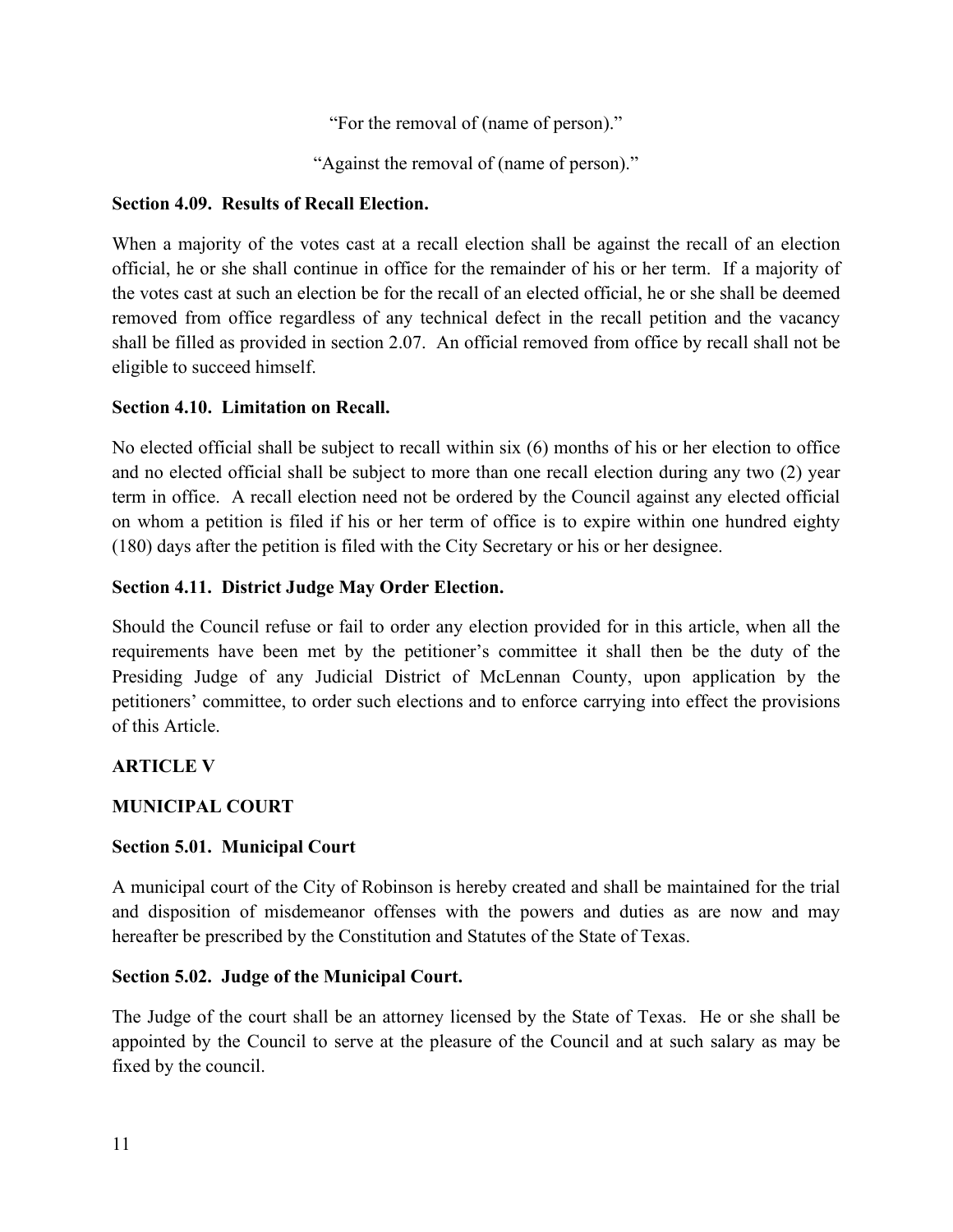"For the removal of (name of person)."

"Against the removal of (name of person)."

**Section 4.09. Results of Recall Election.**

When a majority of the votes cast at a recall election shall be against the recall of an election official, he or she shall continue in office for the remainder of his or her term. If a majority of the votes cast at such an election be for the recall of an elected official, he or she shall be deemed removed from office regardless of any technical defect in the recall petition and the vacancy shall be filled as provided in section 2.07. An official removed from office by recall shall not be eligible to succeed himself.

**Section 4.10. Limitation on Recall.**

No elected official shall be subject to recall within six (6) months of his or her election to office and no elected official shall be subject to more than one recall election during any two (2) year term in office. A recall election need not be ordered by the Council against any elected official on whom a petition is filed if his or her term of office is to expire within one hundred eighty (180) days after the petition is filed with the City Secretary or his or her designee.

**Section 4.11. District Judge May Order Election.**

Should the Council refuse or fail to order any election provided for in this article, when all the requirements have been met by the petitioner's committee it shall then be the duty of the Presiding Judge of any Judicial District of McLennan County, upon application by the petitioners' committee, to order such elections and to enforce carrying into effect the provisions of this Article.

**ARTICLE V**

**MUNICIPAL COURT**

**Section 5.01. Municipal Court**

A municipal court of the City of Robinson is hereby created and shall be maintained for the trial and disposition of misdemeanor offenses with the powers and duties as are now and may hereafter be prescribed by the Constitution and Statutes of the State of Texas.

**Section 5.02. Judge of the Municipal Court.**

The Judge of the court shall be an attorney licensed by the State of Texas. He or she shall be appointed by the Council to serve at the pleasure of the Council and at such salary as may be fixed by the council.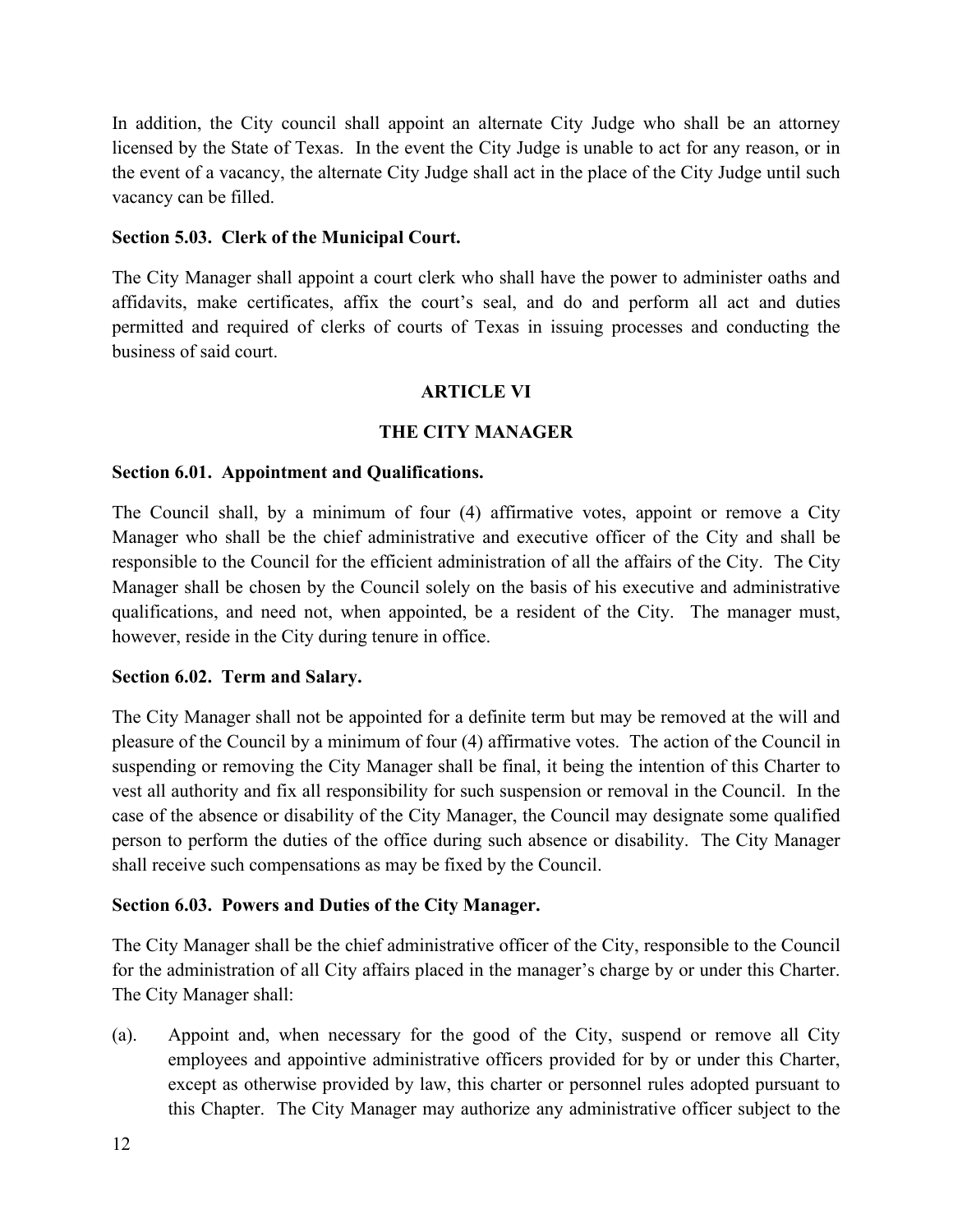In addition, the City council shall appoint an alternate City Judge who shall be an attorney licensed by the State of Texas. In the event the City Judge is unable to act for any reason, or in the event of a vacancy, the alternate City Judge shall act in the place of the City Judge until such vacancy can be filled.

**Section 5.03. Clerk of the Municipal Court.**

The City Manager shall appoint a court clerk who shall have the power to administer oaths and affidavits, make certificates, affix the court's seal, and do and perform all act and duties permitted and required of clerks of courts of Texas in issuing processes and conducting the business of said court.

## ARTICLE VI

## THE CITY MANAGER

**Section 6.01. Appointment and Qualifications.**

The Council shall, by a minimum of four (4) affirmative votes, appoint or remove a City Manager who shall be the chief administrative and executive officer of the City and shall be responsible to the Council for the efficient administration of all the affairs of the City. The City Manager shall be chosen by the Council solely on the basis of his executive and administrative qualifications, and need not, when appointed, be a resident of the City. The manager must, however, reside in the City during tenure in office.

**Section 6.02. Term and Salary.**

The City Manager shall not be appointed for a definite term but may be removed at the will and pleasure of the Council by a minimum of four (4) affirmative votes. The action of the Council in suspending or removing the City Manager shall be final, it being the intention of this Charter to vest all authority and fix all responsibility for such suspension or removal in the Council. In the case of the absence or disability of the City Manager, the Council may designate some qualified person to perform the duties of the office during such absence or disability. The City Manager shall receive such compensations as may be fixed by the Council.

**Section 6.03. Powers and Duties of the City Manager.**

The City Manager shall be the chief administrative officer of the City, responsible to the Council for the administration of all City affairs placed in the manager's charge by or under this Charter. The City Manager shall:

(a). Appoint and, when necessary for the good of the City, suspend or remove all City employees and appointive administrative officers provided for by or under this Charter, except as otherwise provided by law, this charter or personnel rules adopted pursuant to this Chapter. The City Manager may authorize any administrative officer subject to the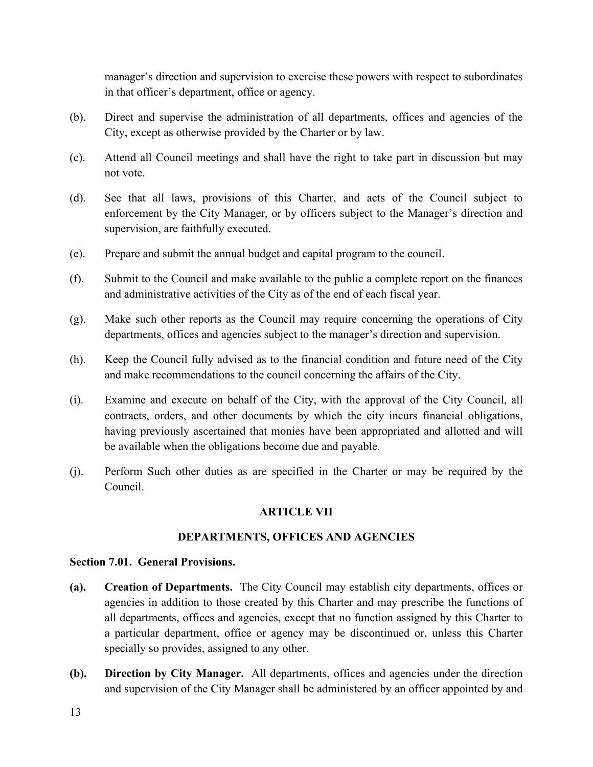manager's direction and supervision to exercise these powers with respect to subordinates in that officer's department, office or agency.

(b). Direct and supervise the administration of all departments, offices and agencies of the City, except as otherwise provided by the Charter or by law.

(c). Attend all Council meetings and shall have the right to take part in discussion but may not vote.

(d). See that all laws, provisions of this Charter, and acts of the Council subject to enforcement by the City Manager, or by officers subject to the Manager's direction and supervision, are faithfully executed.

(e). Prepare and submit the annual budget and capital program to the council.

(f). Submit to the Council and make available to the public a complete report on the finances and administrative activities of the City as of the end of each fiscal year.

(g). Make such other reports as the Council may require concerning the operations of City departments, offices and agencies subject to the manager's direction and supervision.

(h). Keep the Council fully advised as to the financial condition and future need of the City and make recommendations to the council concerning the affairs of the City.

(i). Examine and execute on behalf of the City, with the approval of the City Council, all contracts, orders, and other documents by which the city incurs financial obligations, having previously ascertained that monies have been appropriated and allotted and will be available when the obligations become due and payable.

(j). Perform Such other duties as are specified in the Charter or may be required by the Council.

## ARTICLE VII

## DEPARTMENTS, OFFICES AND AGENCIES

### Section 7.01. General Provisions.

**(a). Creation of Departments.** The City Council may establish city departments, offices or agencies in addition to those created by this Charter and may prescribe the functions of all departments, offices and agencies, except that no function assigned by this Charter to a particular department, office or agency may be discontinued or, unless this Charter specially so provides, assigned to any other.

**(b). Direction by City Manager.** All departments, offices and agencies under the direction and supervision of the City Manager shall be administered by an officer appointed by and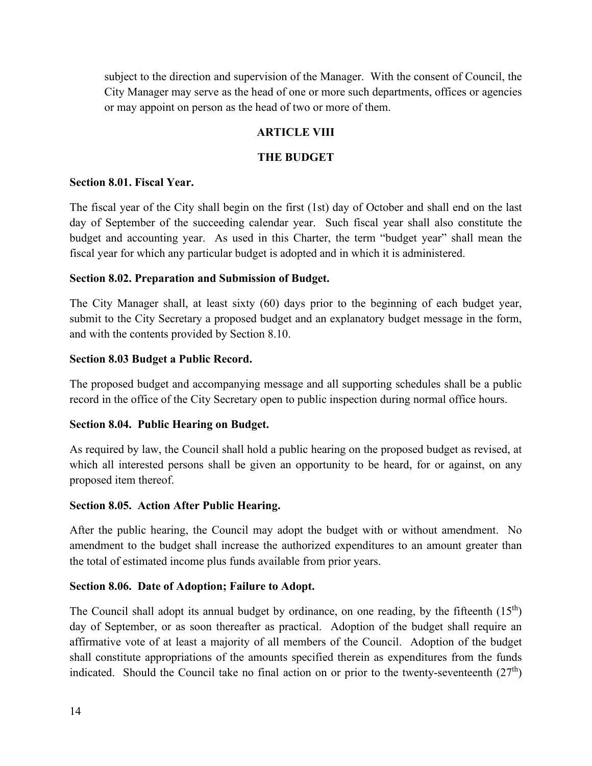subject to the direction and supervision of the Manager. With the consent of Council, the City Manager may serve as the head of one or more such departments, offices or agencies or may appoint on person as the head of two or more of them.

## ARTICLE VIII

## THE BUDGET

**Section 8.01. Fiscal Year.**

The fiscal year of the City shall begin on the first (1st) day of October and shall end on the last day of September of the succeeding calendar year. Such fiscal year shall also constitute the budget and accounting year. As used in this Charter, the term “budget year” shall mean the fiscal year for which any particular budget is adopted and in which it is administered.

**Section 8.02. Preparation and Submission of Budget.**

The City Manager shall, at least sixty (60) days prior to the beginning of each budget year, submit to the City Secretary a proposed budget and an explanatory budget message in the form, and with the contents provided by Section 8.10.

**Section 8.03 Budget a Public Record.**

The proposed budget and accompanying message and all supporting schedules shall be a public record in the office of the City Secretary open to public inspection during normal office hours.

**Section 8.04. Public Hearing on Budget.**

As required by law, the Council shall hold a public hearing on the proposed budget as revised, at which all interested persons shall be given an opportunity to be heard, for or against, on any proposed item thereof.

**Section 8.05. Action After Public Hearing.**

After the public hearing, the Council may adopt the budget with or without amendment. No amendment to the budget shall increase the authorized expenditures to an amount greater than the total of estimated income plus funds available from prior years.

**Section 8.06. Date of Adoption; Failure to Adopt.**

The Council shall adopt its annual budget by ordinance, on one reading, by the fifteenth (15th) day of September, or as soon thereafter as practical. Adoption of the budget shall require an affirmative vote of at least a majority of all members of the Council. Adoption of the budget shall constitute appropriations of the amounts specified therein as expenditures from the funds indicated. Should the Council take no final action on or prior to the twenty-seventeenth (27th)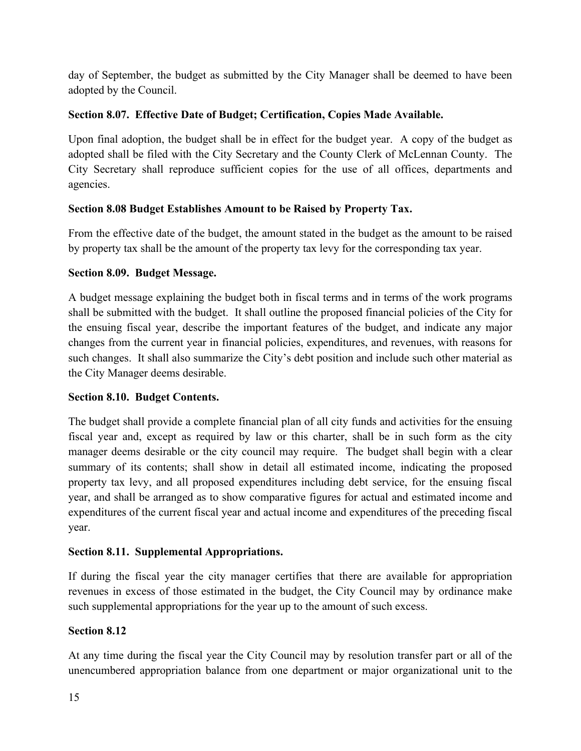day of September, the budget as submitted by the City Manager shall be deemed to have been adopted by the Council.

**Section 8.07. Effective Date of Budget; Certification, Copies Made Available.**

Upon final adoption, the budget shall be in effect for the budget year. A copy of the budget as adopted shall be filed with the City Secretary and the County Clerk of McLennan County. The City Secretary shall reproduce sufficient copies for the use of all offices, departments and agencies.

**Section 8.08 Budget Establishes Amount to be Raised by Property Tax.**

From the effective date of the budget, the amount stated in the budget as the amount to be raised by property tax shall be the amount of the property tax levy for the corresponding tax year.

**Section 8.09. Budget Message.**

A budget message explaining the budget both in fiscal terms and in terms of the work programs shall be submitted with the budget. It shall outline the proposed financial policies of the City for the ensuing fiscal year, describe the important features of the budget, and indicate any major changes from the current year in financial policies, expenditures, and revenues, with reasons for such changes. It shall also summarize the City's debt position and include such other material as the City Manager deems desirable.

**Section 8.10. Budget Contents.**

The budget shall provide a complete financial plan of all city funds and activities for the ensuing fiscal year and, except as required by law or this charter, shall be in such form as the city manager deems desirable or the city council may require. The budget shall begin with a clear summary of its contents; shall show in detail all estimated income, indicating the proposed property tax levy, and all proposed expenditures including debt service, for the ensuing fiscal year, and shall be arranged as to show comparative figures for actual and estimated income and expenditures of the current fiscal year and actual income and expenditures of the preceding fiscal year.

**Section 8.11. Supplemental Appropriations.**

If during the fiscal year the city manager certifies that there are available for appropriation revenues in excess of those estimated in the budget, the City Council may by ordinance make such supplemental appropriations for the year up to the amount of such excess.

**Section 8.12**

At any time during the fiscal year the City Council may by resolution transfer part or all of the unencumbered appropriation balance from one department or major organizational unit to the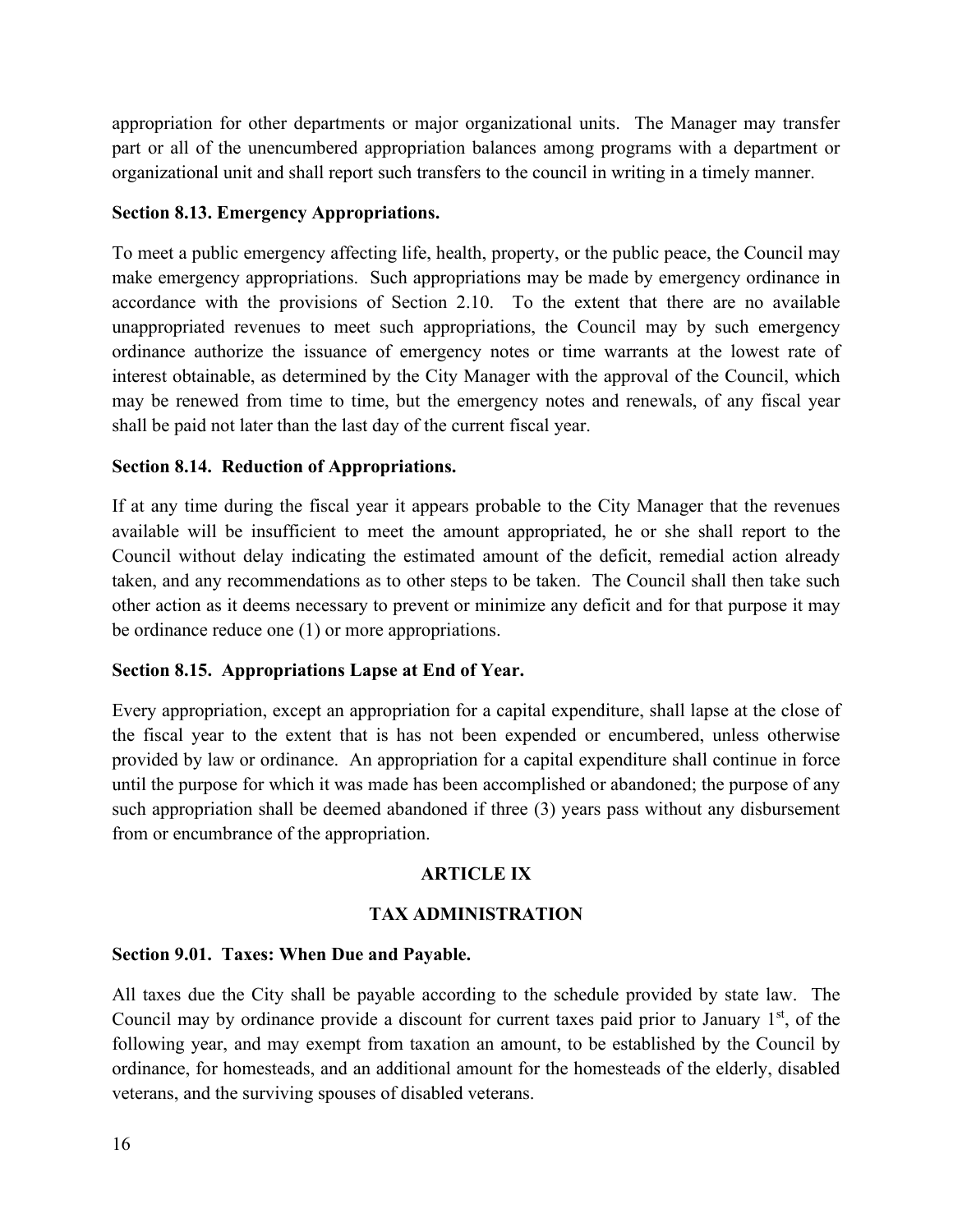appropriation for other departments or major organizational units. The Manager may transfer part or all of the unencumbered appropriation balances among programs with a department or organizational unit and shall report such transfers to the council in writing in a timely manner.

**Section 8.13. Emergency Appropriations.**

To meet a public emergency affecting life, health, property, or the public peace, the Council may make emergency appropriations. Such appropriations may be made by emergency ordinance in accordance with the provisions of Section 2.10. To the extent that there are no available unappropriated revenues to meet such appropriations, the Council may by such emergency ordinance authorize the issuance of emergency notes or time warrants at the lowest rate of interest obtainable, as determined by the City Manager with the approval of the Council, which may be renewed from time to time, but the emergency notes and renewals, of any fiscal year shall be paid not later than the last day of the current fiscal year.

**Section 8.14. Reduction of Appropriations.**

If at any time during the fiscal year it appears probable to the City Manager that the revenues available will be insufficient to meet the amount appropriated, he or she shall report to the Council without delay indicating the estimated amount of the deficit, remedial action already taken, and any recommendations as to other steps to be taken. The Council shall then take such other action as it deems necessary to prevent or minimize any deficit and for that purpose it may be ordinance reduce one (1) or more appropriations.

**Section 8.15. Appropriations Lapse at End of Year.**

Every appropriation, except an appropriation for a capital expenditure, shall lapse at the close of the fiscal year to the extent that is has not been expended or encumbered, unless otherwise provided by law or ordinance. An appropriation for a capital expenditure shall continue in force until the purpose for which it was made has been accomplished or abandoned; the purpose of any such appropriation shall be deemed abandoned if three (3) years pass without any disbursement from or encumbrance of the appropriation.

## ARTICLE IX

## TAX ADMINISTRATION

**Section 9.01. Taxes: When Due and Payable.**

All taxes due the City shall be payable according to the schedule provided by state law. The Council may by ordinance provide a discount for current taxes paid prior to January 1st, of the following year, and may exempt from taxation an amount, to be established by the Council by ordinance, for homesteads, and an additional amount for the homesteads of the elderly, disabled veterans, and the surviving spouses of disabled veterans.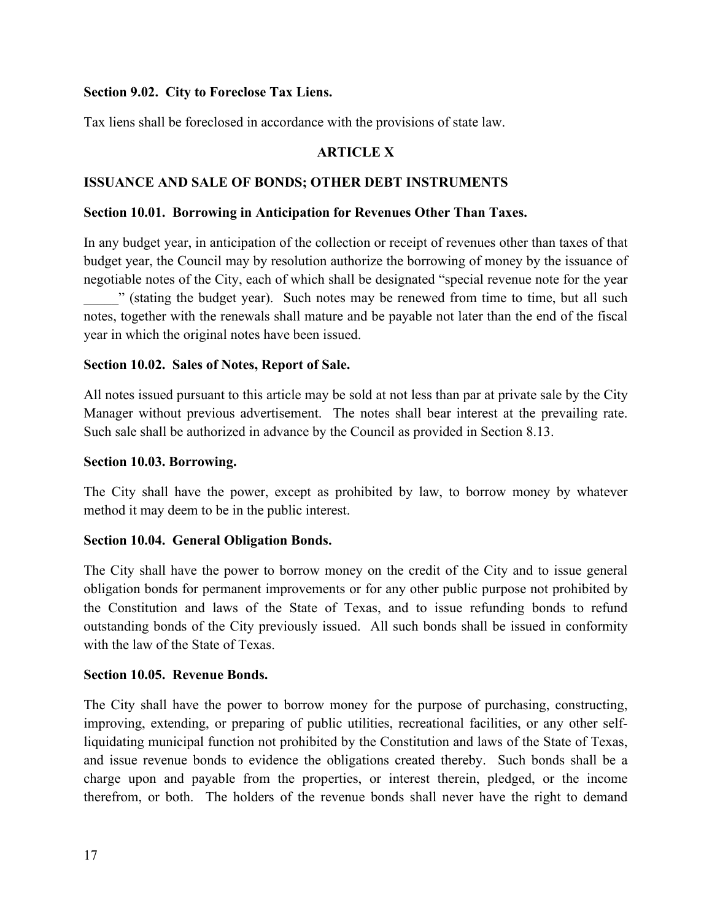**Section 9.02. City to Foreclose Tax Liens.**

Tax liens shall be foreclosed in accordance with the provisions of state law.

## ARTICLE X

## ISSUANCE AND SALE OF BONDS; OTHER DEBT INSTRUMENTS

**Section 10.01. Borrowing in Anticipation for Revenues Other Than Taxes.**

In any budget year, in anticipation of the collection or receipt of revenues other than taxes of that budget year, the Council may by resolution authorize the borrowing of money by the issuance of negotiable notes of the City, each of which shall be designated "special revenue note for the year _____" (stating the budget year). Such notes may be renewed from time to time, but all such notes, together with the renewals shall mature and be payable not later than the end of the fiscal year in which the original notes have been issued.

**Section 10.02. Sales of Notes, Report of Sale.**

All notes issued pursuant to this article may be sold at not less than par at private sale by the City Manager without previous advertisement. The notes shall bear interest at the prevailing rate. Such sale shall be authorized in advance by the Council as provided in Section 8.13.

**Section 10.03. Borrowing.**

The City shall have the power, except as prohibited by law, to borrow money by whatever method it may deem to be in the public interest.

**Section 10.04. General Obligation Bonds.**

The City shall have the power to borrow money on the credit of the City and to issue general obligation bonds for permanent improvements or for any other public purpose not prohibited by the Constitution and laws of the State of Texas, and to issue refunding bonds to refund outstanding bonds of the City previously issued. All such bonds shall be issued in conformity with the law of the State of Texas.

**Section 10.05. Revenue Bonds.**

The City shall have the power to borrow money for the purpose of purchasing, constructing, improving, extending, or preparing of public utilities, recreational facilities, or any other self-liquidating municipal function not prohibited by the Constitution and laws of the State of Texas, and issue revenue bonds to evidence the obligations created thereby. Such bonds shall be a charge upon and payable from the properties, or interest therein, pledged, or the income therefrom, or both. The holders of the revenue bonds shall never have the right to demand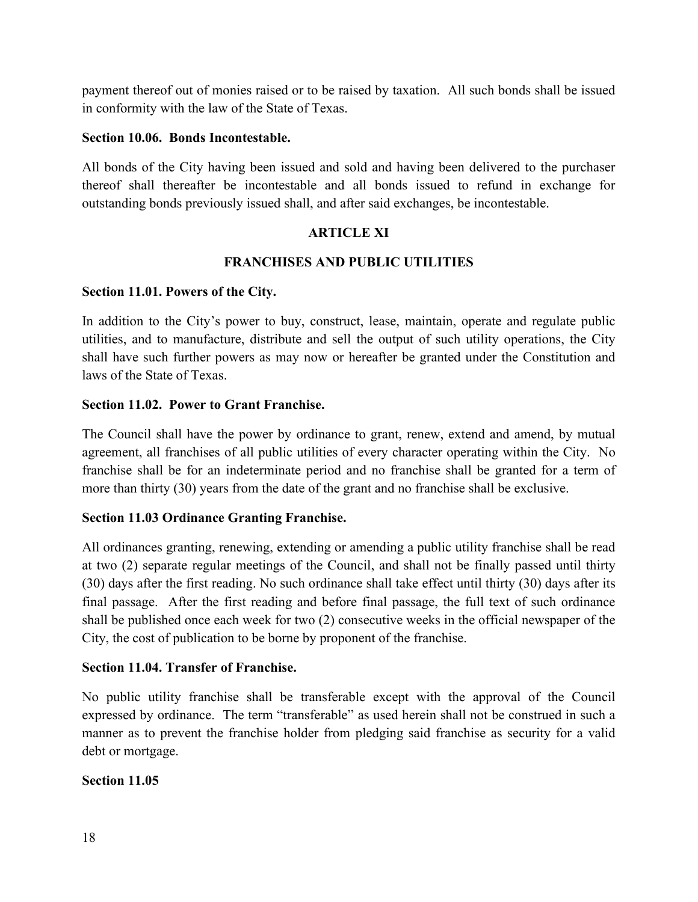payment thereof out of monies raised or to be raised by taxation. All such bonds shall be issued in conformity with the law of the State of Texas.

**Section 10.06. Bonds Incontestable.**

All bonds of the City having been issued and sold and having been delivered to the purchaser thereof shall thereafter be incontestable and all bonds issued to refund in exchange for outstanding bonds previously issued shall, and after said exchanges, be incontestable.

## ARTICLE XI

## FRANCHISES AND PUBLIC UTILITIES

**Section 11.01. Powers of the City.**

In addition to the City's power to buy, construct, lease, maintain, operate and regulate public utilities, and to manufacture, distribute and sell the output of such utility operations, the City shall have such further powers as may now or hereafter be granted under the Constitution and laws of the State of Texas.

**Section 11.02. Power to Grant Franchise.**

The Council shall have the power by ordinance to grant, renew, extend and amend, by mutual agreement, all franchises of all public utilities of every character operating within the City. No franchise shall be for an indeterminate period and no franchise shall be granted for a term of more than thirty (30) years from the date of the grant and no franchise shall be exclusive.

**Section 11.03 Ordinance Granting Franchise.**

All ordinances granting, renewing, extending or amending a public utility franchise shall be read at two (2) separate regular meetings of the Council, and shall not be finally passed until thirty (30) days after the first reading. No such ordinance shall take effect until thirty (30) days after its final passage. After the first reading and before final passage, the full text of such ordinance shall be published once each week for two (2) consecutive weeks in the official newspaper of the City, the cost of publication to be borne by proponent of the franchise.

**Section 11.04. Transfer of Franchise.**

No public utility franchise shall be transferable except with the approval of the Council expressed by ordinance. The term "transferable" as used herein shall not be construed in such a manner as to prevent the franchise holder from pledging said franchise as security for a valid debt or mortgage.

**Section 11.05**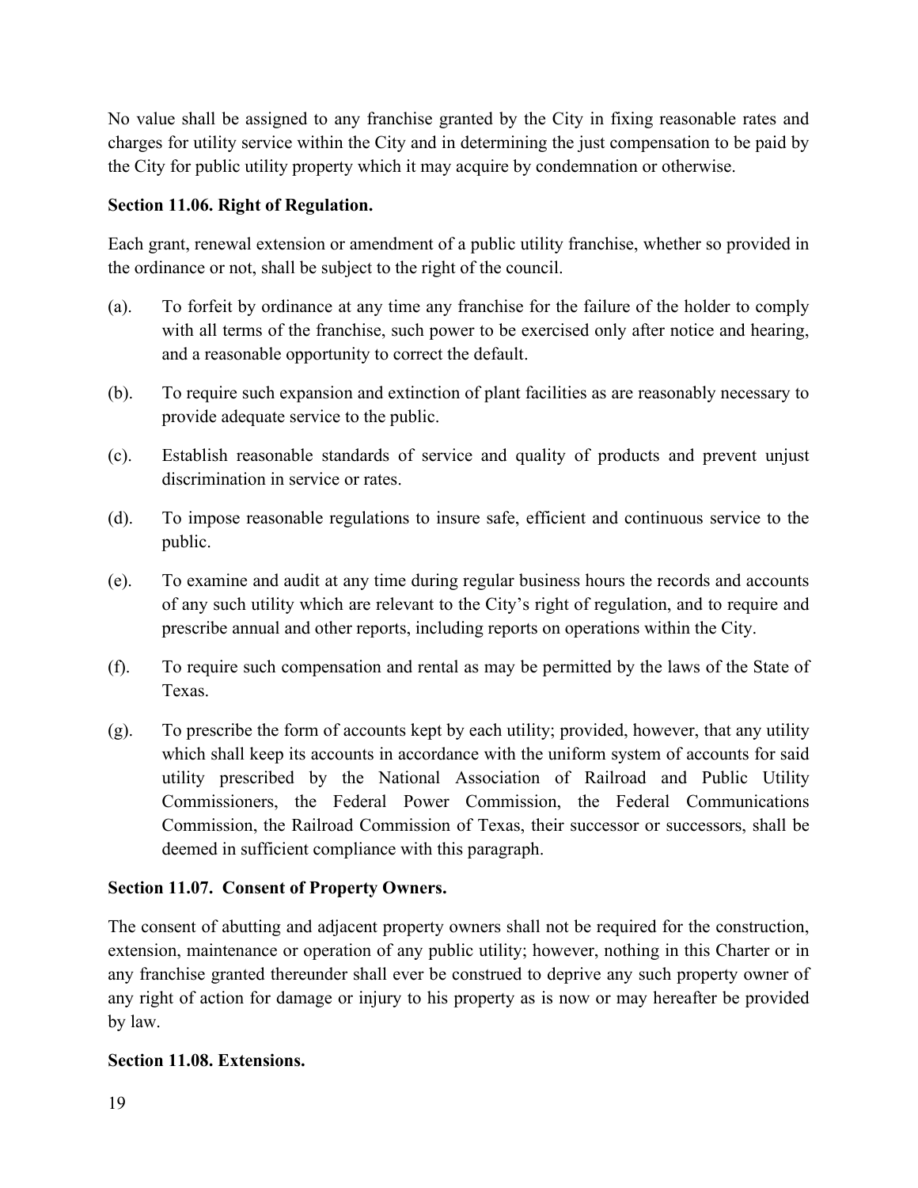No value shall be assigned to any franchise granted by the City in fixing reasonable rates and charges for utility service within the City and in determining the just compensation to be paid by the City for public utility property which it may acquire by condemnation or otherwise.

**Section 11.06. Right of Regulation.**

Each grant, renewal extension or amendment of a public utility franchise, whether so provided in the ordinance or not, shall be subject to the right of the council.

(a). To forfeit by ordinance at any time any franchise for the failure of the holder to comply with all terms of the franchise, such power to be exercised only after notice and hearing, and a reasonable opportunity to correct the default.

(b). To require such expansion and extinction of plant facilities as are reasonably necessary to provide adequate service to the public.

(c). Establish reasonable standards of service and quality of products and prevent unjust discrimination in service or rates.

(d). To impose reasonable regulations to insure safe, efficient and continuous service to the public.

(e). To examine and audit at any time during regular business hours the records and accounts of any such utility which are relevant to the City's right of regulation, and to require and prescribe annual and other reports, including reports on operations within the City.

(f). To require such compensation and rental as may be permitted by the laws of the State of Texas.

(g). To prescribe the form of accounts kept by each utility; provided, however, that any utility which shall keep its accounts in accordance with the uniform system of accounts for said utility prescribed by the National Association of Railroad and Public Utility Commissioners, the Federal Power Commission, the Federal Communications Commission, the Railroad Commission of Texas, their successor or successors, shall be deemed in sufficient compliance with this paragraph.

**Section 11.07. Consent of Property Owners.**

The consent of abutting and adjacent property owners shall not be required for the construction, extension, maintenance or operation of any public utility; however, nothing in this Charter or in any franchise granted thereunder shall ever be construed to deprive any such property owner of any right of action for damage or injury to his property as is now or may hereafter be provided by law.

**Section 11.08. Extensions.**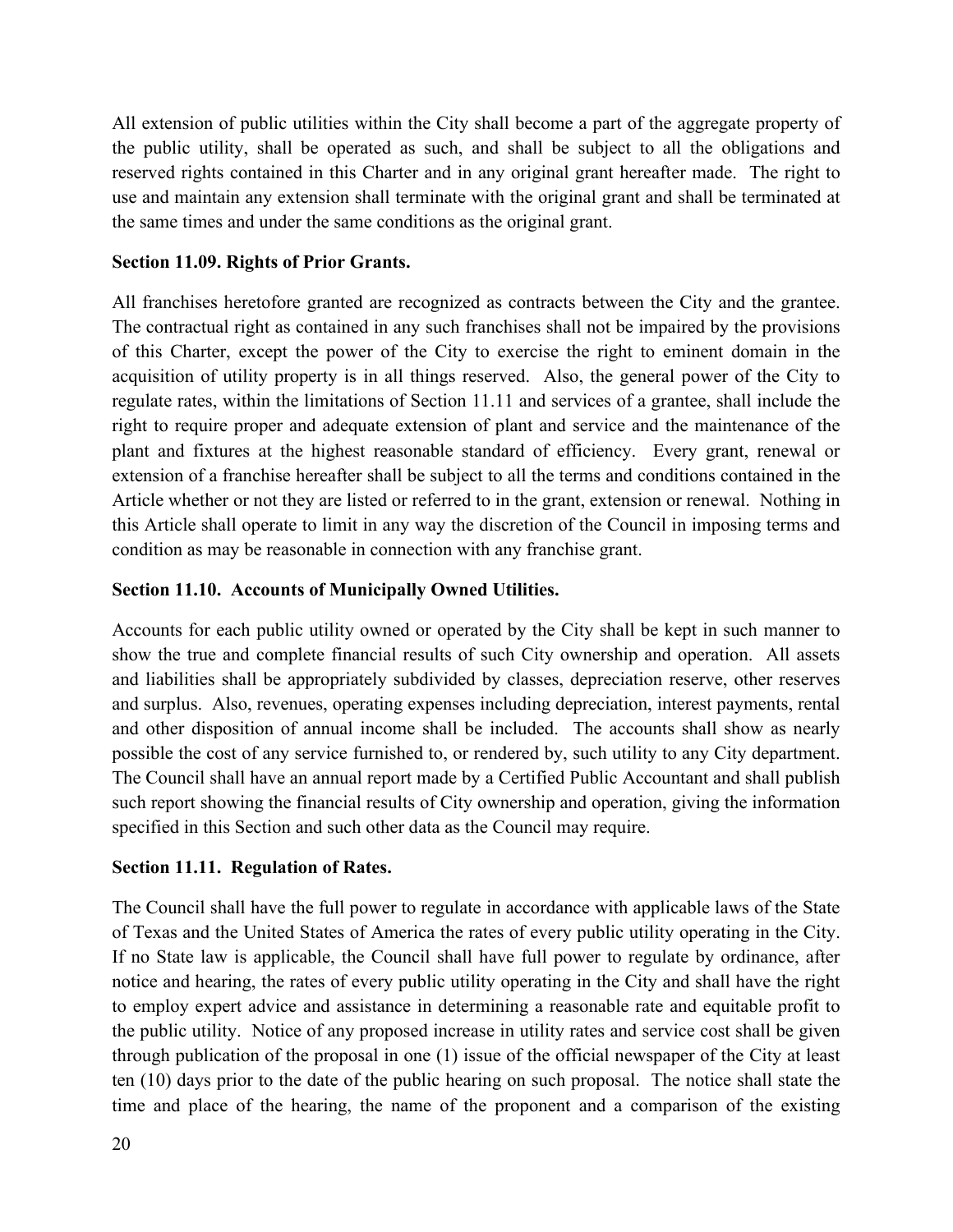All extension of public utilities within the City shall become a part of the aggregate property of the public utility, shall be operated as such, and shall be subject to all the obligations and reserved rights contained in this Charter and in any original grant hereafter made. The right to use and maintain any extension shall terminate with the original grant and shall be terminated at the same times and under the same conditions as the original grant.

**Section 11.09. Rights of Prior Grants.**

All franchises heretofore granted are recognized as contracts between the City and the grantee. The contractual right as contained in any such franchises shall not be impaired by the provisions of this Charter, except the power of the City to exercise the right to eminent domain in the acquisition of utility property is in all things reserved. Also, the general power of the City to regulate rates, within the limitations of Section 11.11 and services of a grantee, shall include the right to require proper and adequate extension of plant and service and the maintenance of the plant and fixtures at the highest reasonable standard of efficiency. Every grant, renewal or extension of a franchise hereafter shall be subject to all the terms and conditions contained in the Article whether or not they are listed or referred to in the grant, extension or renewal. Nothing in this Article shall operate to limit in any way the discretion of the Council in imposing terms and condition as may be reasonable in connection with any franchise grant.

**Section 11.10. Accounts of Municipally Owned Utilities.**

Accounts for each public utility owned or operated by the City shall be kept in such manner to show the true and complete financial results of such City ownership and operation. All assets and liabilities shall be appropriately subdivided by classes, depreciation reserve, other reserves and surplus. Also, revenues, operating expenses including depreciation, interest payments, rental and other disposition of annual income shall be included. The accounts shall show as nearly possible the cost of any service furnished to, or rendered by, such utility to any City department. The Council shall have an annual report made by a Certified Public Accountant and shall publish such report showing the financial results of City ownership and operation, giving the information specified in this Section and such other data as the Council may require.

**Section 11.11. Regulation of Rates.**

The Council shall have the full power to regulate in accordance with applicable laws of the State of Texas and the United States of America the rates of every public utility operating in the City. If no State law is applicable, the Council shall have full power to regulate by ordinance, after notice and hearing, the rates of every public utility operating in the City and shall have the right to employ expert advice and assistance in determining a reasonable rate and equitable profit to the public utility. Notice of any proposed increase in utility rates and service cost shall be given through publication of the proposal in one (1) issue of the official newspaper of the City at least ten (10) days prior to the date of the public hearing on such proposal. The notice shall state the time and place of the hearing, the name of the proponent and a comparison of the existing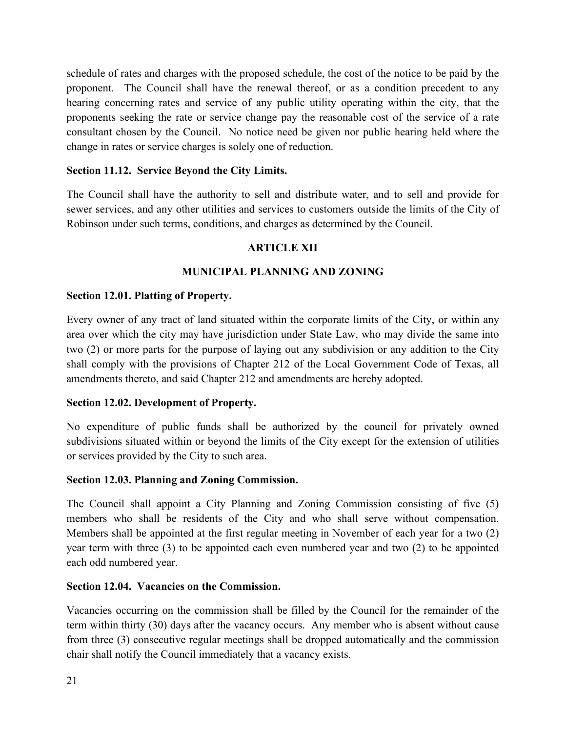schedule of rates and charges with the proposed schedule, the cost of the notice to be paid by the proponent. The Council shall have the renewal thereof, or as a condition precedent to any hearing concerning rates and service of any public utility operating within the city, that the proponents seeking the rate or service change pay the reasonable cost of the service of a rate consultant chosen by the Council. No notice need be given nor public hearing held where the change in rates or service charges is solely one of reduction.

**Section 11.12. Service Beyond the City Limits.**

The Council shall have the authority to sell and distribute water, and to sell and provide for sewer services, and any other utilities and services to customers outside the limits of the City of Robinson under such terms, conditions, and charges as determined by the Council.

## ARTICLE XII

## MUNICIPAL PLANNING AND ZONING

**Section 12.01. Platting of Property.**

Every owner of any tract of land situated within the corporate limits of the City, or within any area over which the city may have jurisdiction under State Law, who may divide the same into two (2) or more parts for the purpose of laying out any subdivision or any addition to the City shall comply with the provisions of Chapter 212 of the Local Government Code of Texas, all amendments thereto, and said Chapter 212 and amendments are hereby adopted.

**Section 12.02. Development of Property.**

No expenditure of public funds shall be authorized by the council for privately owned subdivisions situated within or beyond the limits of the City except for the extension of utilities or services provided by the City to such area.

**Section 12.03. Planning and Zoning Commission.**

The Council shall appoint a City Planning and Zoning Commission consisting of five (5) members who shall be residents of the City and who shall serve without compensation. Members shall be appointed at the first regular meeting in November of each year for a two (2) year term with three (3) to be appointed each even numbered year and two (2) to be appointed each odd numbered year.

**Section 12.04. Vacancies on the Commission.**

Vacancies occurring on the commission shall be filled by the Council for the remainder of the term within thirty (30) days after the vacancy occurs. Any member who is absent without cause from three (3) consecutive regular meetings shall be dropped automatically and the commission chair shall notify the Council immediately that a vacancy exists.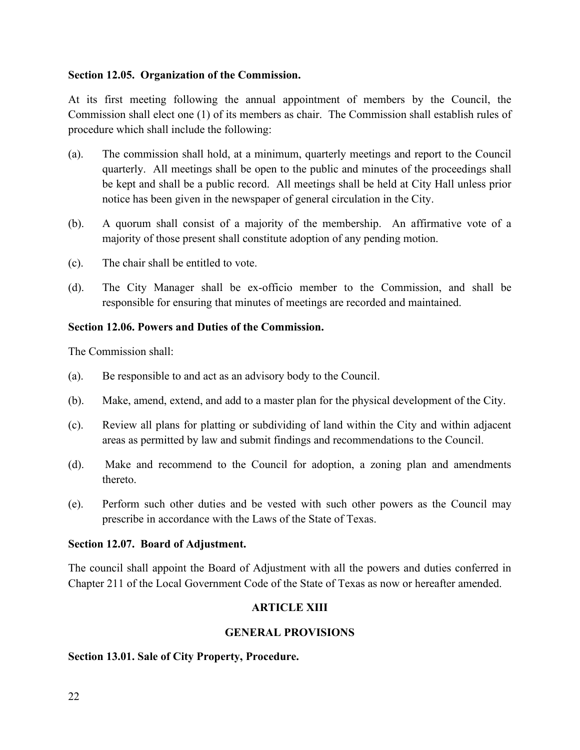**Section 12.05. Organization of the Commission.**

At its first meeting following the annual appointment of members by the Council, the Commission shall elect one (1) of its members as chair. The Commission shall establish rules of procedure which shall include the following:

(a). The commission shall hold, at a minimum, quarterly meetings and report to the Council quarterly. All meetings shall be open to the public and minutes of the proceedings shall be kept and shall be a public record. All meetings shall be held at City Hall unless prior notice has been given in the newspaper of general circulation in the City.

(b). A quorum shall consist of a majority of the membership. An affirmative vote of a majority of those present shall constitute adoption of any pending motion.

(c). The chair shall be entitled to vote.

(d). The City Manager shall be ex-officio member to the Commission, and shall be responsible for ensuring that minutes of meetings are recorded and maintained.

**Section 12.06. Powers and Duties of the Commission.**

The Commission shall:

(a). Be responsible to and act as an advisory body to the Council.

(b). Make, amend, extend, and add to a master plan for the physical development of the City.

(c). Review all plans for platting or subdividing of land within the City and within adjacent areas as permitted by law and submit findings and recommendations to the Council.

(d). Make and recommend to the Council for adoption, a zoning plan and amendments thereto.

(e). Perform such other duties and be vested with such other powers as the Council may prescribe in accordance with the Laws of the State of Texas.

**Section 12.07. Board of Adjustment.**

The council shall appoint the Board of Adjustment with all the powers and duties conferred in Chapter 211 of the Local Government Code of the State of Texas as now or hereafter amended.

## ARTICLE XIII

## GENERAL PROVISIONS

**Section 13.01. Sale of City Property, Procedure.**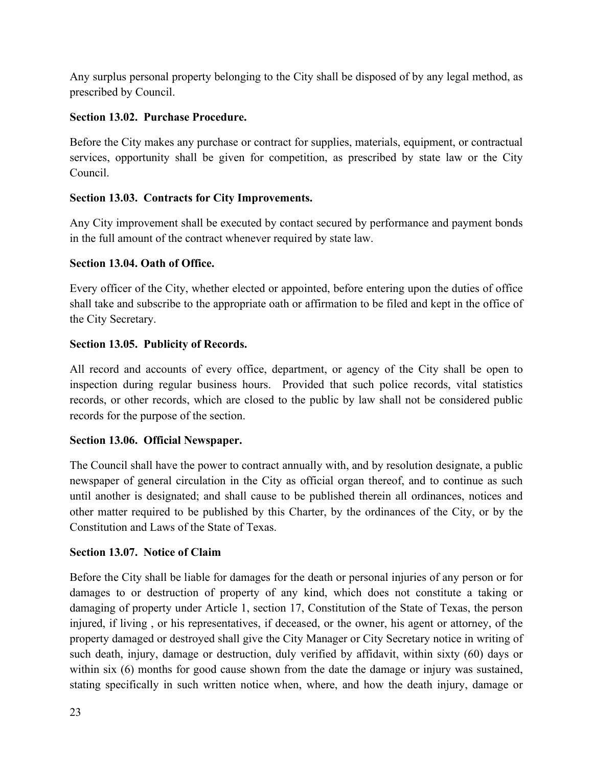Any surplus personal property belonging to the City shall be disposed of by any legal method, as prescribed by Council.

**Section 13.02. Purchase Procedure.**

Before the City makes any purchase or contract for supplies, materials, equipment, or contractual services, opportunity shall be given for competition, as prescribed by state law or the City Council.

**Section 13.03. Contracts for City Improvements.**

Any City improvement shall be executed by contact secured by performance and payment bonds in the full amount of the contract whenever required by state law.

**Section 13.04. Oath of Office.**

Every officer of the City, whether elected or appointed, before entering upon the duties of office shall take and subscribe to the appropriate oath or affirmation to be filed and kept in the office of the City Secretary.

**Section 13.05. Publicity of Records.**

All record and accounts of every office, department, or agency of the City shall be open to inspection during regular business hours. Provided that such police records, vital statistics records, or other records, which are closed to the public by law shall not be considered public records for the purpose of the section.

**Section 13.06. Official Newspaper.**

The Council shall have the power to contract annually with, and by resolution designate, a public newspaper of general circulation in the City as official organ thereof, and to continue as such until another is designated; and shall cause to be published therein all ordinances, notices and other matter required to be published by this Charter, by the ordinances of the City, or by the Constitution and Laws of the State of Texas.

**Section 13.07. Notice of Claim**

Before the City shall be liable for damages for the death or personal injuries of any person or for damages to or destruction of property of any kind, which does not constitute a taking or damaging of property under Article 1, section 17, Constitution of the State of Texas, the person injured, if living , or his representatives, if deceased, or the owner, his agent or attorney, of the property damaged or destroyed shall give the City Manager or City Secretary notice in writing of such death, injury, damage or destruction, duly verified by affidavit, within sixty (60) days or within six (6) months for good cause shown from the date the damage or injury was sustained, stating specifically in such written notice when, where, and how the death injury, damage or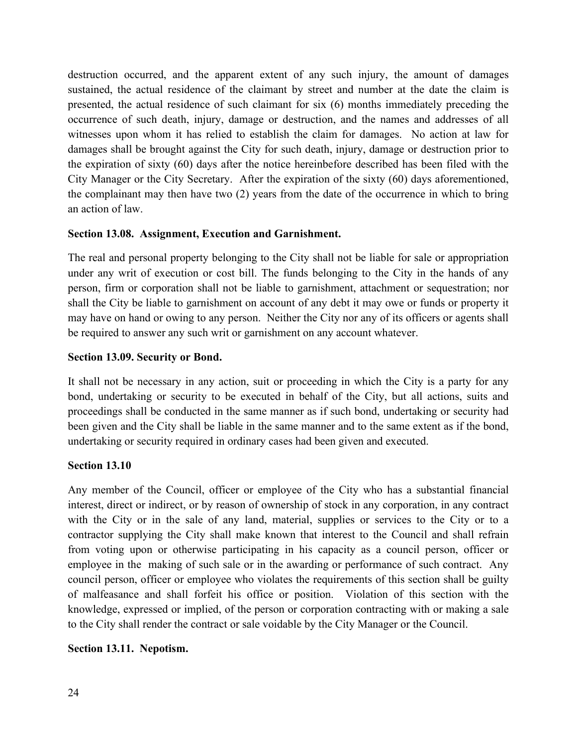destruction occurred, and the apparent extent of any such injury, the amount of damages sustained, the actual residence of the claimant by street and number at the date the claim is presented, the actual residence of such claimant for six (6) months immediately preceding the occurrence of such death, injury, damage or destruction, and the names and addresses of all witnesses upon whom it has relied to establish the claim for damages. No action at law for damages shall be brought against the City for such death, injury, damage or destruction prior to the expiration of sixty (60) days after the notice hereinbefore described has been filed with the City Manager or the City Secretary. After the expiration of the sixty (60) days aforementioned, the complainant may then have two (2) years from the date of the occurrence in which to bring an action of law.

**Section 13.08. Assignment, Execution and Garnishment.**

The real and personal property belonging to the City shall not be liable for sale or appropriation under any writ of execution or cost bill. The funds belonging to the City in the hands of any person, firm or corporation shall not be liable to garnishment, attachment or sequestration; nor shall the City be liable to garnishment on account of any debt it may owe or funds or property it may have on hand or owing to any person. Neither the City nor any of its officers or agents shall be required to answer any such writ or garnishment on any account whatever.

**Section 13.09. Security or Bond.**

It shall not be necessary in any action, suit or proceeding in which the City is a party for any bond, undertaking or security to be executed in behalf of the City, but all actions, suits and proceedings shall be conducted in the same manner as if such bond, undertaking or security had been given and the City shall be liable in the same manner and to the same extent as if the bond, undertaking or security required in ordinary cases had been given and executed.

**Section 13.10**

Any member of the Council, officer or employee of the City who has a substantial financial interest, direct or indirect, or by reason of ownership of stock in any corporation, in any contract with the City or in the sale of any land, material, supplies or services to the City or to a contractor supplying the City shall make known that interest to the Council and shall refrain from voting upon or otherwise participating in his capacity as a council person, officer or employee in the making of such sale or in the awarding or performance of such contract. Any council person, officer or employee who violates the requirements of this section shall be guilty of malfeasance and shall forfeit his office or position. Violation of this section with the knowledge, expressed or implied, of the person or corporation contracting with or making a sale to the City shall render the contract or sale voidable by the City Manager or the Council.

**Section 13.11. Nepotism.**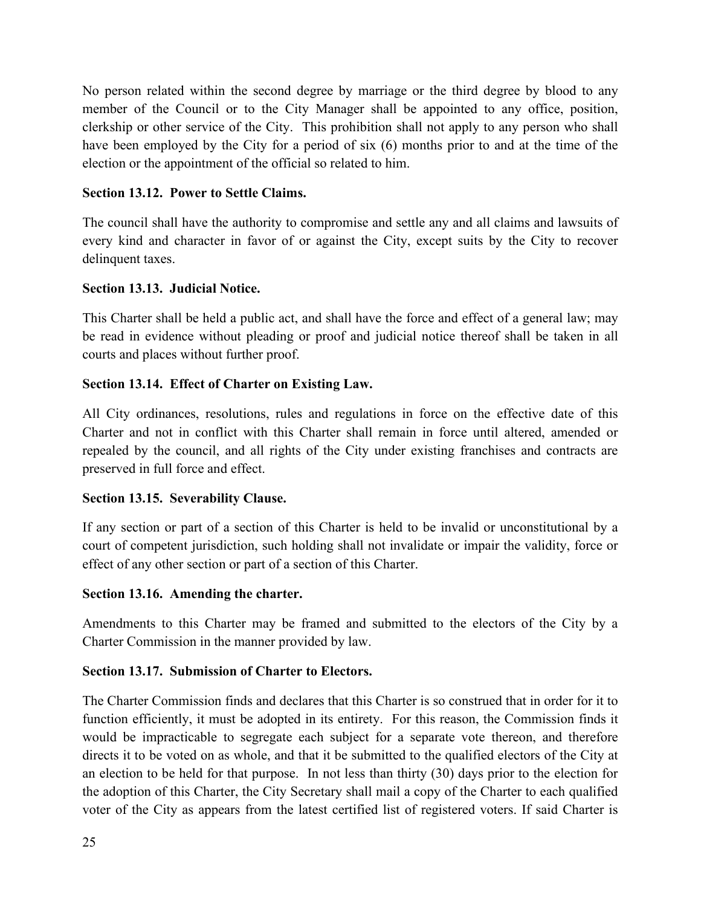No person related within the second degree by marriage or the third degree by blood to any member of the Council or to the City Manager shall be appointed to any office, position, clerkship or other service of the City. This prohibition shall not apply to any person who shall have been employed by the City for a period of six (6) months prior to and at the time of the election or the appointment of the official so related to him.

**Section 13.12. Power to Settle Claims.**

The council shall have the authority to compromise and settle any and all claims and lawsuits of every kind and character in favor of or against the City, except suits by the City to recover delinquent taxes.

**Section 13.13. Judicial Notice.**

This Charter shall be held a public act, and shall have the force and effect of a general law; may be read in evidence without pleading or proof and judicial notice thereof shall be taken in all courts and places without further proof.

**Section 13.14. Effect of Charter on Existing Law.**

All City ordinances, resolutions, rules and regulations in force on the effective date of this Charter and not in conflict with this Charter shall remain in force until altered, amended or repealed by the council, and all rights of the City under existing franchises and contracts are preserved in full force and effect.

**Section 13.15. Severability Clause.**

If any section or part of a section of this Charter is held to be invalid or unconstitutional by a court of competent jurisdiction, such holding shall not invalidate or impair the validity, force or effect of any other section or part of a section of this Charter.

**Section 13.16. Amending the charter.**

Amendments to this Charter may be framed and submitted to the electors of the City by a Charter Commission in the manner provided by law.

**Section 13.17. Submission of Charter to Electors.**

The Charter Commission finds and declares that this Charter is so construed that in order for it to function efficiently, it must be adopted in its entirety. For this reason, the Commission finds it would be impracticable to segregate each subject for a separate vote thereon, and therefore directs it to be voted on as whole, and that it be submitted to the qualified electors of the City at an election to be held for that purpose. In not less than thirty (30) days prior to the election for the adoption of this Charter, the City Secretary shall mail a copy of the Charter to each qualified voter of the City as appears from the latest certified list of registered voters. If said Charter is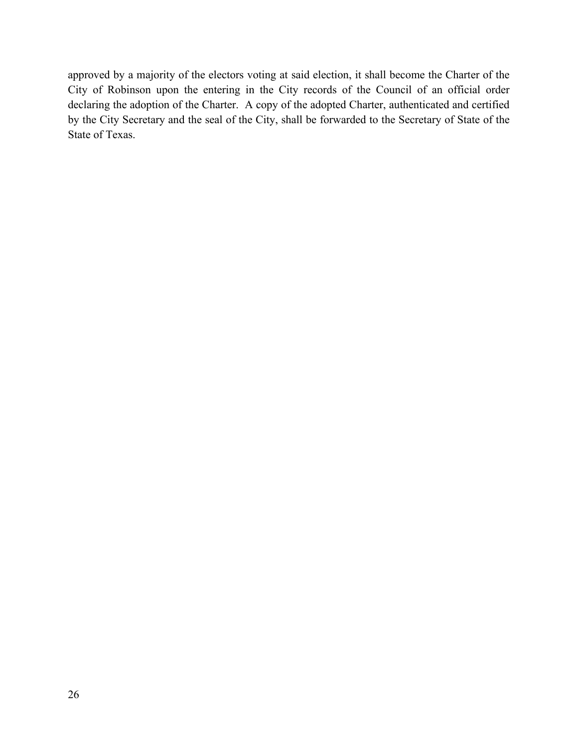approved by a majority of the electors voting at said election, it shall become the Charter of the City of Robinson upon the entering in the City records of the Council of an official order declaring the adoption of the Charter. A copy of the adopted Charter, authenticated and certified by the City Secretary and the seal of the City, shall be forwarded to the Secretary of State of the State of Texas.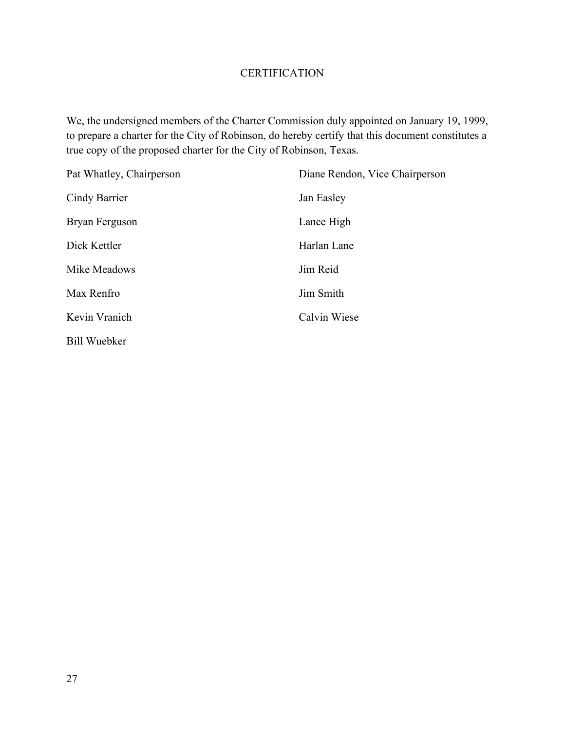# CERTIFICATION

We, the undersigned members of the Charter Commission duly appointed on January 19, 1999, to prepare a charter for the City of Robinson, do hereby certify that this document constitutes a true copy of the proposed charter for the City of Robinson, Texas.

Pat Whatley, Chairperson

Diane Rendon, Vice Chairperson

Cindy Barrier

Jan Easley

Bryan Ferguson

Lance High

Dick Kettler

Harlan Lane

Mike Meadows

Jim Reid

Max Renfro

Jim Smith

Kevin Vranich

Calvin Wiese

Bill Wuebker